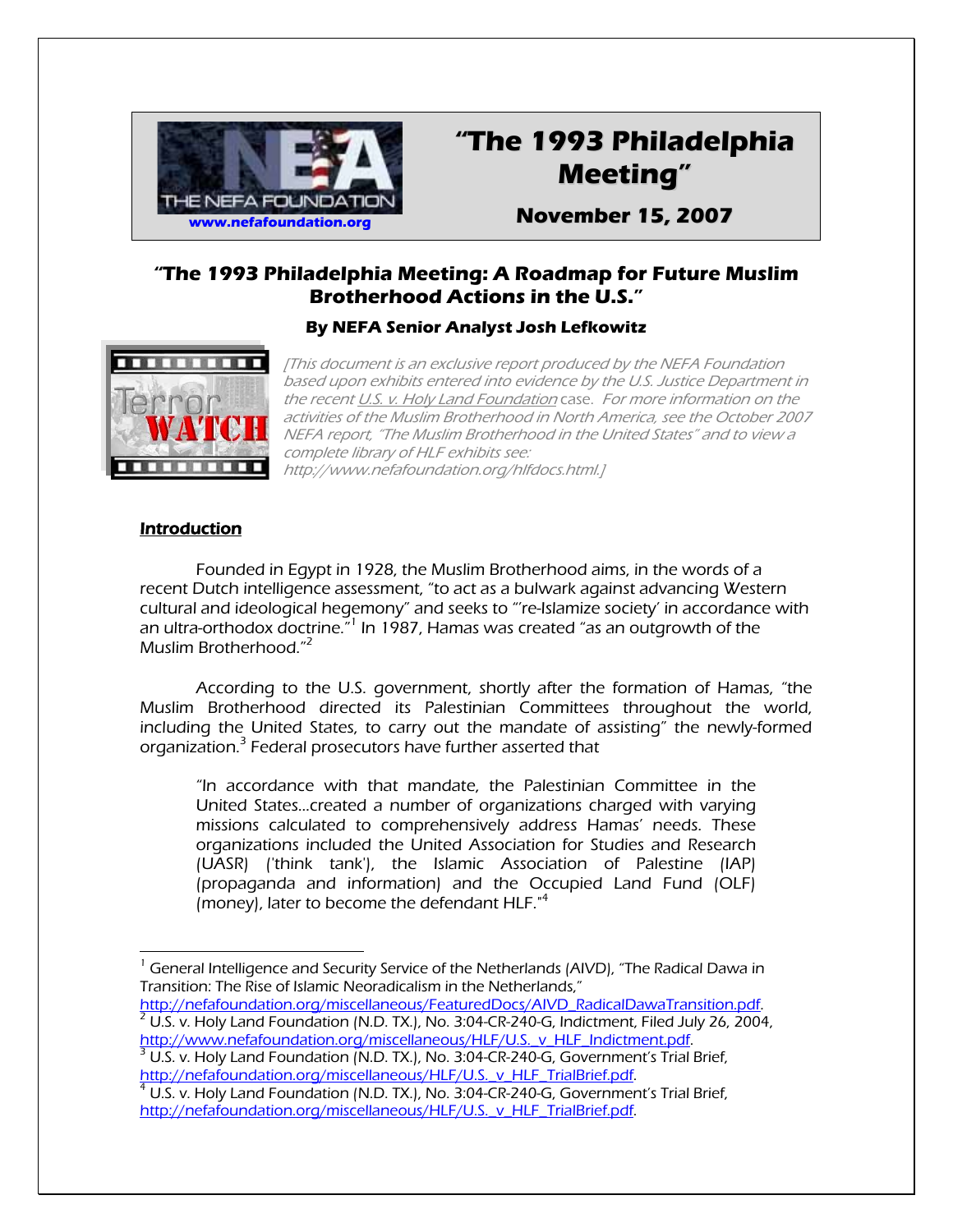# "The 1993 Philadelphia Meeting"

**November 15, 2007**

www.nefafoundation.org

## "The 1993 Philadelphia Meeting: A Roadmap for Future Muslim Brotherhood Actions in the U.S."

**By NEFA Senior Analyst Josh Lefkowitz**

*[This document is an exclusive report produced by the NEFA Foundation based upon exhibits entered into evidence by the U.S. Justice Department in the recent U.S. v. Holy Land Foundation case. For more information on the activities of the Muslim Brotherhood in North America, see the October 2007 NEFA report, "The Muslim Brotherhood in the United States" and to view a complete library of HLF exhibits see: http://www.nefafoundation.org/hlfdocs.html.]*

### Introduction

Founded in Egypt in 1928, the Muslim Brotherhood aims, in the words of a recent Dutch intelligence assessment, "to act as a bulwark against advancing Western cultural and ideological hegemony" and seeks to "'re-Islamize society' in accordance with an ultra-orthodox doctrine."[1] In 1987, Hamas was created "as an outgrowth of the Muslim Brotherhood."[2]

According to the U.S. government, shortly after the formation of Hamas, "the Muslim Brotherhood directed its Palestinian Committees throughout the world, including the United States, to carry out the mandate of assisting" the newly-formed organization.[3] Federal prosecutors have further asserted that

> "In accordance with that mandate, the Palestinian Committee in the United States...created a number of organizations charged with varying missions calculated to comprehensively address Hamas' needs. These organizations included the United Association for Studies and Research (UASR) ('think tank'), the Islamic Association of Palestine (IAP) (propaganda and information) and the Occupied Land Fund (OLF) (money), later to become the defendant HLF."[4]

---

[1] General Intelligence and Security Service of the Netherlands (AIVD), "The Radical Dawa in Transition: The Rise of Islamic Neoradicalism in the Netherlands," http://nefafoundation.org/miscellaneous/FeaturedDocs/AIVD_RadicalDawaTransition.pdf.

[2] U.S. v. Holy Land Foundation (N.D. TX.), No. 3:04-CR-240-G, Indictment, Filed July 26, 2004, http://www.nefafoundation.org/miscellaneous/HLF/U.S._v_HLF_Indictment.pdf.

[3] U.S. v. Holy Land Foundation (N.D. TX.), No. 3:04-CR-240-G, Government's Trial Brief, http://nefafoundation.org/miscellaneous/HLF/U.S._v_HLF_TrialBrief.pdf.

[4] U.S. v. Holy Land Foundation (N.D. TX.), No. 3:04-CR-240-G, Government's Trial Brief, http://nefafoundation.org/miscellaneous/HLF/U.S._v_HLF_TrialBrief.pdf.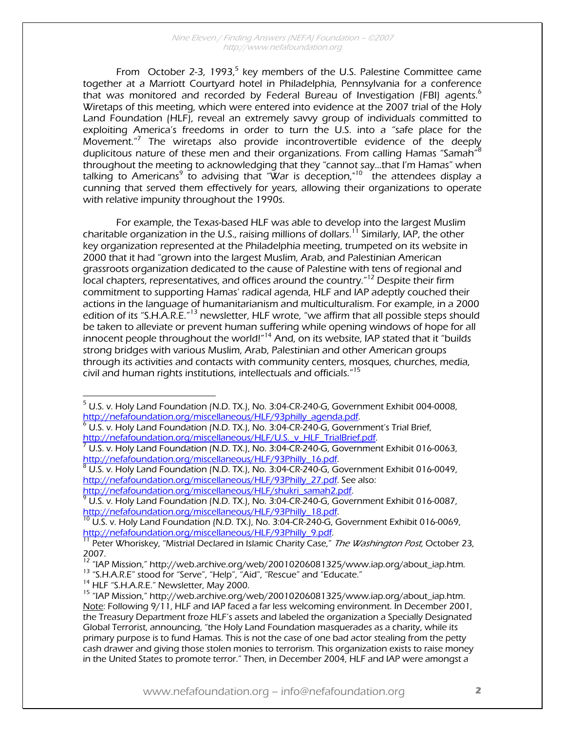From October 2-3, 1993,[5] key members of the U.S. Palestine Committee came together at a Marriott Courtyard hotel in Philadelphia, Pennsylvania for a conference that was monitored and recorded by Federal Bureau of Investigation (FBI) agents.[6] Wiretaps of this meeting, which were entered into evidence at the 2007 trial of the Holy Land Foundation (HLF), reveal an extremely savvy group of individuals committed to exploiting America's freedoms in order to turn the U.S. into a "safe place for the Movement."[7] The wiretaps also provide incontrovertible evidence of the deeply duplicitous nature of these men and their organizations. From calling Hamas "Samah"[8] throughout the meeting to acknowledging that they "cannot say…that I'm Hamas" when talking to Americans[9] to advising that "War is deception,"[10] the attendees display a cunning that served them effectively for years, allowing their organizations to operate with relative impunity throughout the 1990s.

For example, the Texas-based HLF was able to develop into the largest Muslim charitable organization in the U.S., raising millions of dollars.[11] Similarly, IAP, the other key organization represented at the Philadelphia meeting, trumpeted on its website in 2000 that it had "grown into the largest Muslim, Arab, and Palestinian American grassroots organization dedicated to the cause of Palestine with tens of regional and local chapters, representatives, and offices around the country."[12] Despite their firm commitment to supporting Hamas' radical agenda, HLF and IAP adeptly couched their actions in the language of humanitarianism and multiculturalism. For example, in a 2000 edition of its "S.H.A.R.E."[13] newsletter, HLF wrote, "we affirm that all possible steps should be taken to alleviate or prevent human suffering while opening windows of hope for all innocent people throughout the world!"[14] And, on its website, IAP stated that it "builds strong bridges with various Muslim, Arab, Palestinian and other American groups through its activities and contacts with community centers, mosques, churches, media, civil and human rights institutions, intellectuals and officials."[15]

---

[5] U.S. v. Holy Land Foundation (N.D. TX.), No. 3:04-CR-240-G, Government Exhibit 004-0008, http://nefafoundation.org/miscellaneous/HLF/93philly_agenda.pdf.

[6] U.S. v. Holy Land Foundation (N.D. TX.), No. 3:04-CR-240-G, Government's Trial Brief, http://nefafoundation.org/miscellaneous/HLF/U.S._v_HLF_TrialBrief.pdf.

[7] U.S. v. Holy Land Foundation (N.D. TX.), No. 3:04-CR-240-G, Government Exhibit 016-0063, http://nefafoundation.org/miscellaneous/HLF/93Philly_16.pdf.

[8] U.S. v. Holy Land Foundation (N.D. TX.), No. 3:04-CR-240-G, Government Exhibit 016-0049, http://nefafoundation.org/miscellaneous/HLF/93Philly_27.pdf. See also: http://nefafoundation.org/miscellaneous/HLF/shukri_samah2.pdf.

[9] U.S. v. Holy Land Foundation (N.D. TX.), No. 3:04-CR-240-G, Government Exhibit 016-0087, http://nefafoundation.org/miscellaneous/HLF/93Philly_18.pdf.

[10] U.S. v. Holy Land Foundation (N.D. TX.), No. 3:04-CR-240-G, Government Exhibit 016-0069, http://nefafoundation.org/miscellaneous/HLF/93Philly_9.pdf.

[11] Peter Whoriskey, "Mistrial Declared in Islamic Charity Case," *The Washington Post*, October 23, 2007.

[12] "IAP Mission," http://web.archive.org/web/20010206081325/www.iap.org/about_iap.htm.

[13] "S.H.A.R.E" stood for "Serve", "Help", "Aid", "Rescue" and "Educate."

[14] HLF "S.H.A.R.E." Newsletter, May 2000.

[15] "IAP Mission," http://web.archive.org/web/20010206081325/www.iap.org/about_iap.htm. Note: Following 9/11, HLF and IAP faced a far less welcoming environment. In December 2001, the Treasury Department froze HLF's assets and labeled the organization a Specially Designated Global Terrorist, announcing, "the Holy Land Foundation masquerades as a charity, while its primary purpose is to fund Hamas. This is not the case of one bad actor stealing from the petty cash drawer and giving those stolen monies to terrorism. This organization exists to raise money in the United States to promote terror." Then, in December 2004, HLF and IAP were amongst a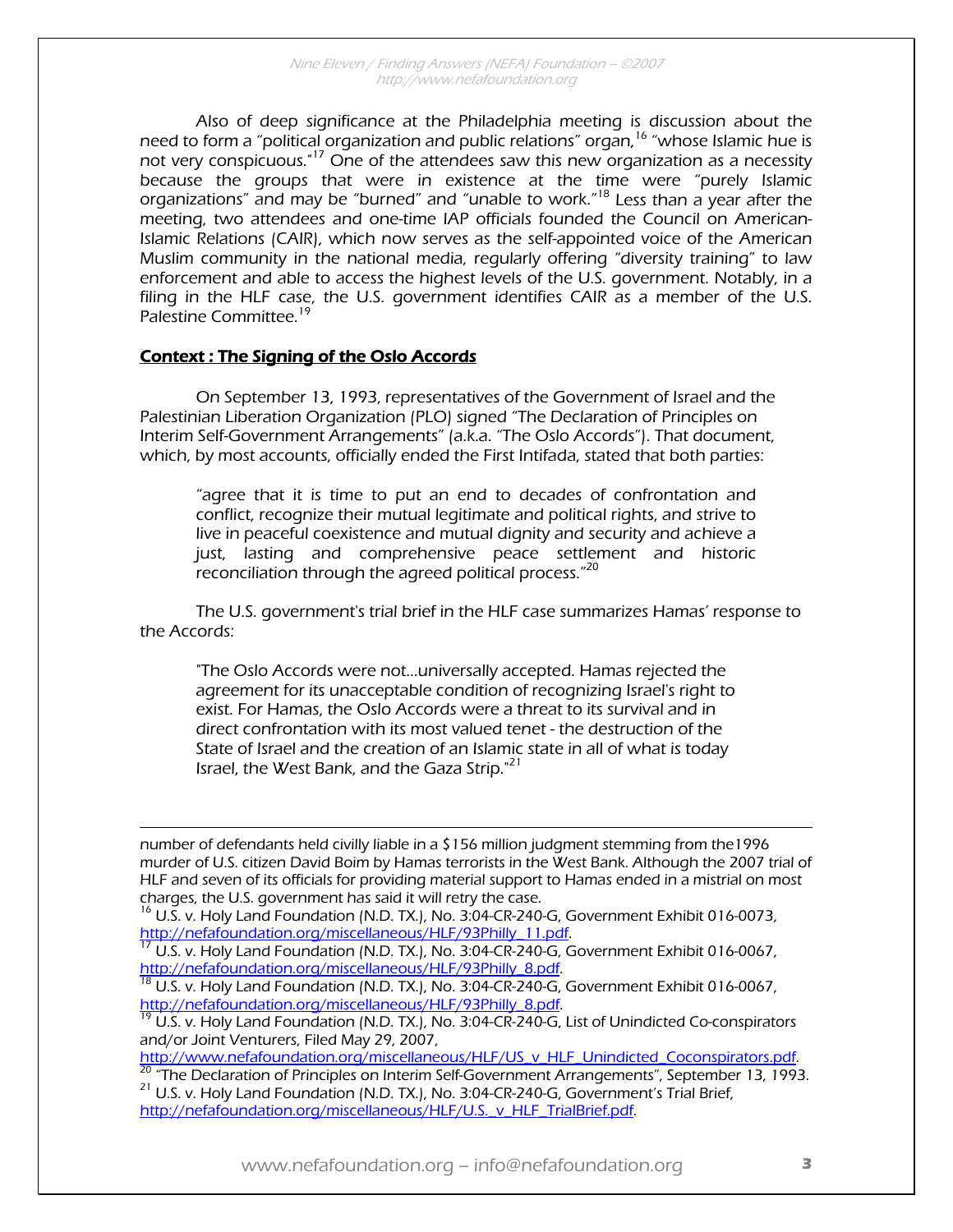Also of deep significance at the Philadelphia meeting is discussion about the need to form a "political organization and public relations" organ,[16] "whose Islamic hue is not very conspicuous."[17] One of the attendees saw this new organization as a necessity because the groups that were in existence at the time were "purely Islamic organizations" and may be "burned" and "unable to work."[18] Less than a year after the meeting, two attendees and one-time IAP officials founded the Council on American-Islamic Relations (CAIR), which now serves as the self-appointed voice of the American Muslim community in the national media, regularly offering "diversity training" to law enforcement and able to access the highest levels of the U.S. government. Notably, in a filing in the HLF case, the U.S. government identifies CAIR as a member of the U.S. Palestine Committee.[19]

## Context : The Signing of the Oslo Accords

On September 13, 1993, representatives of the Government of Israel and the Palestinian Liberation Organization (PLO) signed "The Declaration of Principles on Interim Self-Government Arrangements" (a.k.a. "The Oslo Accords"). That document, which, by most accounts, officially ended the First Intifada, stated that both parties:

> "agree that it is time to put an end to decades of confrontation and conflict, recognize their mutual legitimate and political rights, and strive to live in peaceful coexistence and mutual dignity and security and achieve a just, lasting and comprehensive peace settlement and historic reconciliation through the agreed political process."[20]

The U.S. government's trial brief in the HLF case summarizes Hamas' response to the Accords:

> "The Oslo Accords were not...universally accepted. Hamas rejected the agreement for its unacceptable condition of recognizing Israel's right to exist. For Hamas, the Oslo Accords were a threat to its survival and in direct confrontation with its most valued tenet - the destruction of the State of Israel and the creation of an Islamic state in all of what is today Israel, the West Bank, and the Gaza Strip."[21]

---

number of defendants held civilly liable in a $156 million judgment stemming from the1996 murder of U.S. citizen David Boim by Hamas terrorists in the West Bank. Although the 2007 trial of HLF and seven of its officials for providing material support to Hamas ended in a mistrial on most charges, the U.S. government has said it will retry the case.

[16] U.S. v. Holy Land Foundation (N.D. TX.), No. 3:04-CR-240-G, Government Exhibit 016-0073, http://nefafoundation.org/miscellaneous/HLF/93Philly_11.pdf.

[17] U.S. v. Holy Land Foundation (N.D. TX.), No. 3:04-CR-240-G, Government Exhibit 016-0067, http://nefafoundation.org/miscellaneous/HLF/93Philly_8.pdf.

[18] U.S. v. Holy Land Foundation (N.D. TX.), No. 3:04-CR-240-G, Government Exhibit 016-0067, http://nefafoundation.org/miscellaneous/HLF/93Philly_8.pdf.

[19] U.S. v. Holy Land Foundation (N.D. TX.), No. 3:04-CR-240-G, List of Unindicted Co-conspirators and/or Joint Venturers, Filed May 29, 2007, http://www.nefafoundation.org/miscellaneous/HLF/US_v_HLF_Unindicted_Coconspirators.pdf.

[20] "The Declaration of Principles on Interim Self-Government Arrangements", September 13, 1993.

[21] U.S. v. Holy Land Foundation (N.D. TX.), No. 3:04-CR-240-G, Government's Trial Brief, http://nefafoundation.org/miscellaneous/HLF/U.S._v_HLF_TrialBrief.pdf.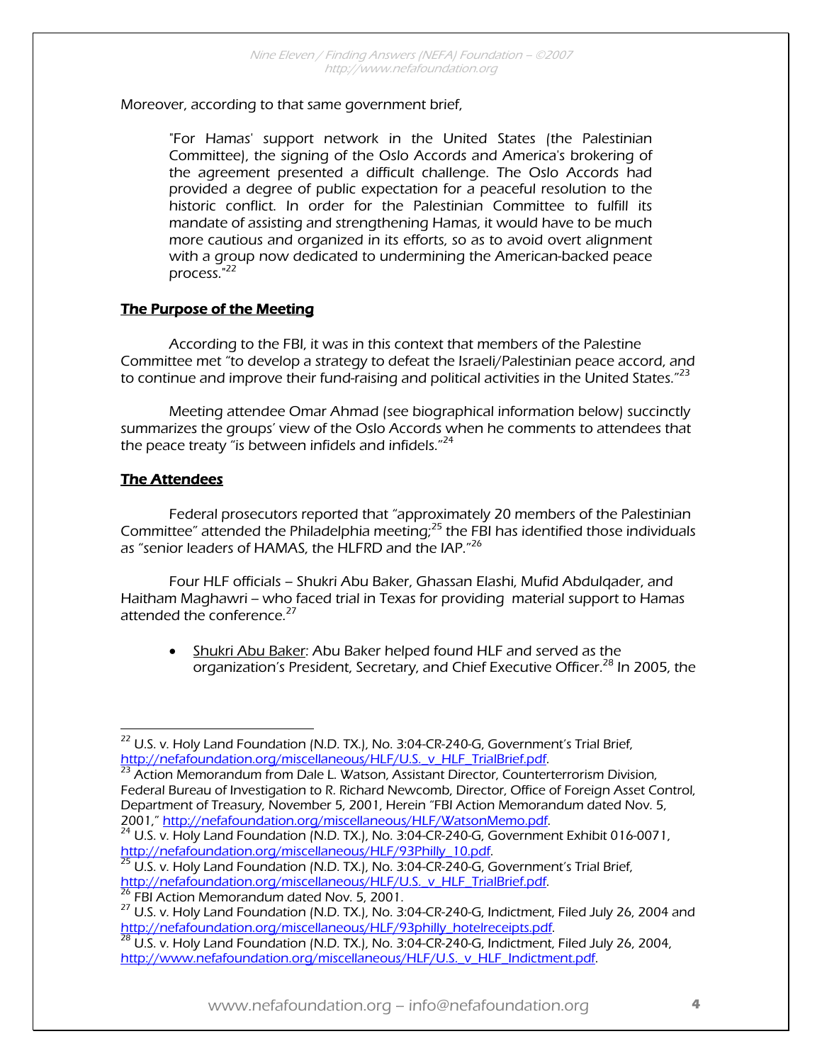Moreover, according to that same government brief,

> "For Hamas' support network in the United States (the Palestinian Committee), the signing of the Oslo Accords and America's brokering of the agreement presented a difficult challenge. The Oslo Accords had provided a degree of public expectation for a peaceful resolution to the historic conflict. In order for the Palestinian Committee to fulfill its mandate of assisting and strengthening Hamas, it would have to be much more cautious and organized in its efforts, so as to avoid overt alignment with a group now dedicated to undermining the American-backed peace process."[22]

## The Purpose of the Meeting

According to the FBI, it was in this context that members of the Palestine Committee met "to develop a strategy to defeat the Israeli/Palestinian peace accord, and to continue and improve their fund-raising and political activities in the United States."[23]

Meeting attendee Omar Ahmad (see biographical information below) succinctly summarizes the groups' view of the Oslo Accords when he comments to attendees that the peace treaty "is between infidels and infidels."[24]

## The Attendees

Federal prosecutors reported that "approximately 20 members of the Palestinian Committee" attended the Philadelphia meeting;[25] the FBI has identified those individuals as "senior leaders of HAMAS, the HLFRD and the IAP."[26]

Four HLF officials – Shukri Abu Baker, Ghassan Elashi, Mufid Abdulqader, and Haitham Maghawri – who faced trial in Texas for providing material support to Hamas attended the conference.[27]

- Shukri Abu Baker: Abu Baker helped found HLF and served as the organization's President, Secretary, and Chief Executive Officer.[28] In 2005, the

---

[22] U.S. v. Holy Land Foundation (N.D. TX.), No. 3:04-CR-240-G, Government's Trial Brief, http://nefafoundation.org/miscellaneous/HLF/U.S._v_HLF_TrialBrief.pdf.

[23] Action Memorandum from Dale L. Watson, Assistant Director, Counterterrorism Division, Federal Bureau of Investigation to R. Richard Newcomb, Director, Office of Foreign Asset Control, Department of Treasury, November 5, 2001, Herein "FBI Action Memorandum dated Nov. 5, 2001," http://nefafoundation.org/miscellaneous/HLF/WatsonMemo.pdf.

[24] U.S. v. Holy Land Foundation (N.D. TX.), No. 3:04-CR-240-G, Government Exhibit 016-0071, http://nefafoundation.org/miscellaneous/HLF/93Philly_10.pdf.

[25] U.S. v. Holy Land Foundation (N.D. TX.), No. 3:04-CR-240-G, Government's Trial Brief, http://nefafoundation.org/miscellaneous/HLF/U.S._v_HLF_TrialBrief.pdf.

[26] FBI Action Memorandum dated Nov. 5, 2001.

[27] U.S. v. Holy Land Foundation (N.D. TX.), No. 3:04-CR-240-G, Indictment, Filed July 26, 2004 and http://nefafoundation.org/miscellaneous/HLF/93philly_hotelreceipts.pdf.

[28] U.S. v. Holy Land Foundation (N.D. TX.), No. 3:04-CR-240-G, Indictment, Filed July 26, 2004, http://www.nefafoundation.org/miscellaneous/HLF/U.S._v_HLF_Indictment.pdf.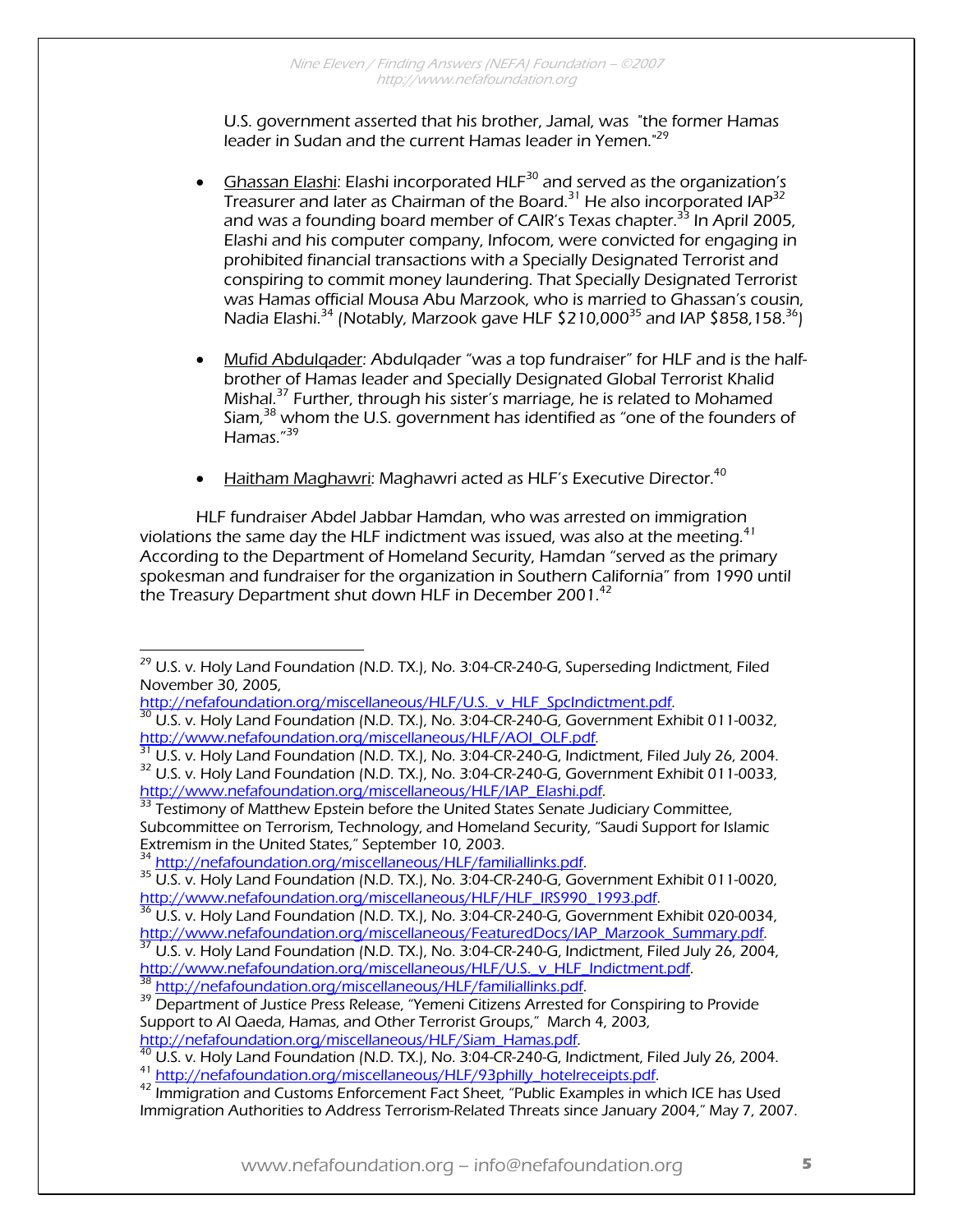U.S. government asserted that his brother, Jamal, was "the former Hamas leader in Sudan and the current Hamas leader in Yemen."[29]

- Ghassan Elashi: Elashi incorporated HLF[30] and served as the organization's Treasurer and later as Chairman of the Board.[31] He also incorporated IAP[32] and was a founding board member of CAIR's Texas chapter.[33] In April 2005, Elashi and his computer company, Infocom, were convicted for engaging in prohibited financial transactions with a Specially Designated Terrorist and conspiring to commit money laundering. That Specially Designated Terrorist was Hamas official Mousa Abu Marzook, who is married to Ghassan's cousin, Nadia Elashi.[34] (Notably, Marzook gave HLF $210,000[35] and IAP $858,158.[36])

- Mufid Abdulqader: Abdulqader "was a top fundraiser" for HLF and is the half-brother of Hamas leader and Specially Designated Global Terrorist Khalid Mishal.[37] Further, through his sister's marriage, he is related to Mohamed Siam,[38] whom the U.S. government has identified as "one of the founders of Hamas."[39]

- Haitham Maghawri: Maghawri acted as HLF's Executive Director.[40]

HLF fundraiser Abdel Jabbar Hamdan, who was arrested on immigration violations the same day the HLF indictment was issued, was also at the meeting.[41] According to the Department of Homeland Security, Hamdan "served as the primary spokesman and fundraiser for the organization in Southern California" from 1990 until the Treasury Department shut down HLF in December 2001.[42]

---

[29] U.S. v. Holy Land Foundation (N.D. TX.), No. 3:04-CR-240-G, Superseding Indictment, Filed November 30, 2005, http://nefafoundation.org/miscellaneous/HLF/U.S._v_HLF_SpcIndictment.pdf.

[30] U.S. v. Holy Land Foundation (N.D. TX.), No. 3:04-CR-240-G, Government Exhibit 011-0032, http://www.nefafoundation.org/miscellaneous/HLF/AOI_OLF.pdf.

[31] U.S. v. Holy Land Foundation (N.D. TX.), No. 3:04-CR-240-G, Indictment, Filed July 26, 2004.

[32] U.S. v. Holy Land Foundation (N.D. TX.), No. 3:04-CR-240-G, Government Exhibit 011-0033, http://www.nefafoundation.org/miscellaneous/HLF/IAP_Elashi.pdf.

[33] Testimony of Matthew Epstein before the United States Senate Judiciary Committee, Subcommittee on Terrorism, Technology, and Homeland Security, "Saudi Support for Islamic Extremism in the United States," September 10, 2003.

[34] http://nefafoundation.org/miscellaneous/HLF/familiallinks.pdf.

[35] U.S. v. Holy Land Foundation (N.D. TX.), No. 3:04-CR-240-G, Government Exhibit 011-0020, http://www.nefafoundation.org/miscellaneous/HLF/HLF_IRS990_1993.pdf.

[36] U.S. v. Holy Land Foundation (N.D. TX.), No. 3:04-CR-240-G, Government Exhibit 020-0034, http://www.nefafoundation.org/miscellaneous/FeaturedDocs/IAP_Marzook_Summary.pdf.

[37] U.S. v. Holy Land Foundation (N.D. TX.), No. 3:04-CR-240-G, Indictment, Filed July 26, 2004, http://www.nefafoundation.org/miscellaneous/HLF/U.S._v_HLF_Indictment.pdf.

[38] http://nefafoundation.org/miscellaneous/HLF/familiallinks.pdf.

[39] Department of Justice Press Release, "Yemeni Citizens Arrested for Conspiring to Provide Support to Al Qaeda, Hamas, and Other Terrorist Groups," March 4, 2003, http://nefafoundation.org/miscellaneous/HLF/Siam_Hamas.pdf.

[40] U.S. v. Holy Land Foundation (N.D. TX.), No. 3:04-CR-240-G, Indictment, Filed July 26, 2004.

[41] http://nefafoundation.org/miscellaneous/HLF/93philly_hotelreceipts.pdf.

[42] Immigration and Customs Enforcement Fact Sheet, "Public Examples in which ICE has Used Immigration Authorities to Address Terrorism-Related Threats since January 2004," May 7, 2007.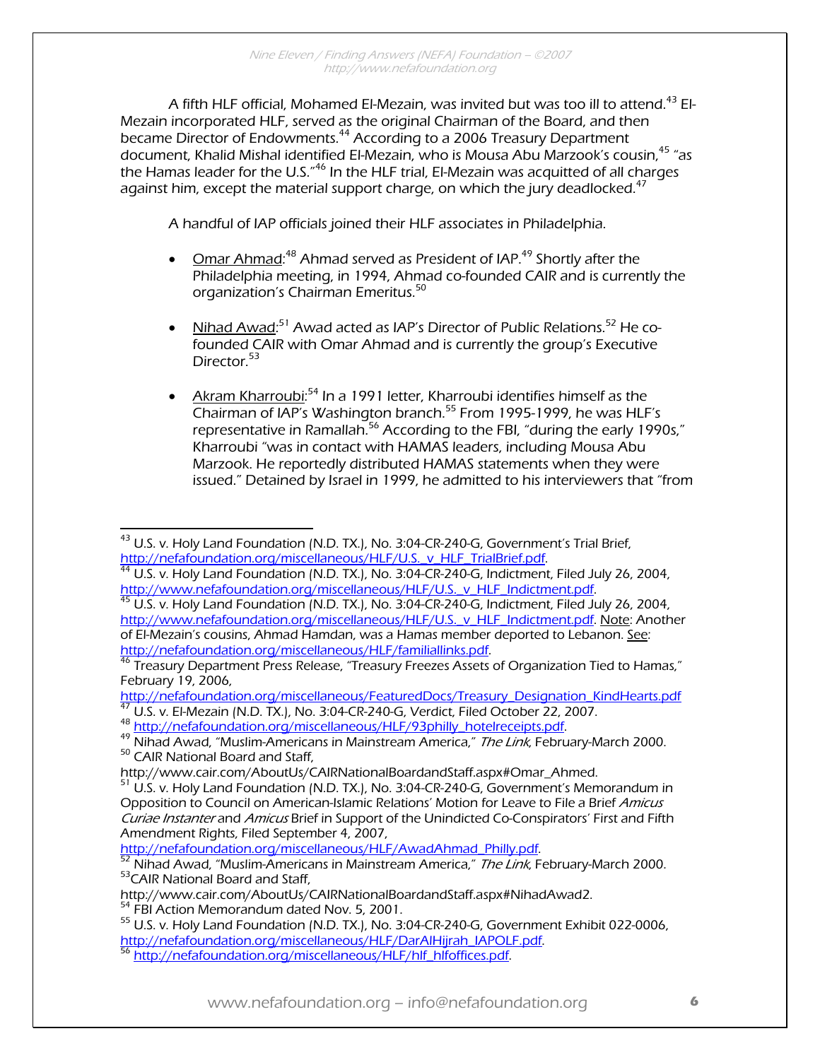A fifth HLF official, Mohamed El-Mezain, was invited but was too ill to attend.[43] El-Mezain incorporated HLF, served as the original Chairman of the Board, and then became Director of Endowments.[44] According to a 2006 Treasury Department document, Khalid Mishal identified El-Mezain, who is Mousa Abu Marzook's cousin,[45] "as the Hamas leader for the U.S."[46] In the HLF trial, El-Mezain was acquitted of all charges against him, except the material support charge, on which the jury deadlocked.[47]

A handful of IAP officials joined their HLF associates in Philadelphia.

- Omar Ahmad:[48] Ahmad served as President of IAP.[49] Shortly after the Philadelphia meeting, in 1994, Ahmad co-founded CAIR and is currently the organization's Chairman Emeritus.[50]

- Nihad Awad:[51] Awad acted as IAP's Director of Public Relations.[52] He co-founded CAIR with Omar Ahmad and is currently the group's Executive Director.[53]

- Akram Kharroubi:[54] In a 1991 letter, Kharroubi identifies himself as the Chairman of IAP's Washington branch.[55] From 1995-1999, he was HLF's representative in Ramallah.[56] According to the FBI, "during the early 1990s," Kharroubi "was in contact with HAMAS leaders, including Mousa Abu Marzook. He reportedly distributed HAMAS statements when they were issued." Detained by Israel in 1999, he admitted to his interviewers that "from

---

[43] U.S. v. Holy Land Foundation (N.D. TX.), No. 3:04-CR-240-G, Government's Trial Brief, http://nefafoundation.org/miscellaneous/HLF/U.S._v_HLF_TrialBrief.pdf.

[44] U.S. v. Holy Land Foundation (N.D. TX.), No. 3:04-CR-240-G, Indictment, Filed July 26, 2004, http://www.nefafoundation.org/miscellaneous/HLF/U.S._v_HLF_Indictment.pdf.

[45] U.S. v. Holy Land Foundation (N.D. TX.), No. 3:04-CR-240-G, Indictment, Filed July 26, 2004, http://www.nefafoundation.org/miscellaneous/HLF/U.S._v_HLF_Indictment.pdf. Note: Another of El-Mezain's cousins, Ahmad Hamdan, was a Hamas member deported to Lebanon. See: http://nefafoundation.org/miscellaneous/HLF/familiallinks.pdf.

[46] Treasury Department Press Release, "Treasury Freezes Assets of Organization Tied to Hamas," February 19, 2006, http://nefafoundation.org/miscellaneous/FeaturedDocs/Treasury_Designation_KindHearts.pdf

[47] U.S. v. El-Mezain (N.D. TX.), No. 3:04-CR-240-G, Verdict, Filed October 22, 2007.

[48] http://nefafoundation.org/miscellaneous/HLF/93philly_hotelreceipts.pdf.

[49] Nihad Awad, "Muslim-Americans in Mainstream America," *The Link*, February-March 2000.

[50] CAIR National Board and Staff, http://www.cair.com/AboutUs/CAIRNationalBoardandStaff.aspx#Omar_Ahmed.

[51] U.S. v. Holy Land Foundation (N.D. TX.), No. 3:04-CR-240-G, Government's Memorandum in Opposition to Council on American-Islamic Relations' Motion for Leave to File a Brief *Amicus Curiae Instanter* and *Amicus* Brief in Support of the Unindicted Co-Conspirators' First and Fifth Amendment Rights, Filed September 4, 2007, http://nefafoundation.org/miscellaneous/HLF/AwadAhmad_Philly.pdf.

[52] Nihad Awad, "Muslim-Americans in Mainstream America," *The Link*, February-March 2000.

[53] CAIR National Board and Staff, http://www.cair.com/AboutUs/CAIRNationalBoardandStaff.aspx#NihadAwad2.

[54] FBI Action Memorandum dated Nov. 5, 2001.

[55] U.S. v. Holy Land Foundation (N.D. TX.), No. 3:04-CR-240-G, Government Exhibit 022-0006, http://nefafoundation.org/miscellaneous/HLF/DarAlHijrah_IAPOLF.pdf.

[56] http://nefafoundation.org/miscellaneous/HLF/hlf_hlfoffices.pdf.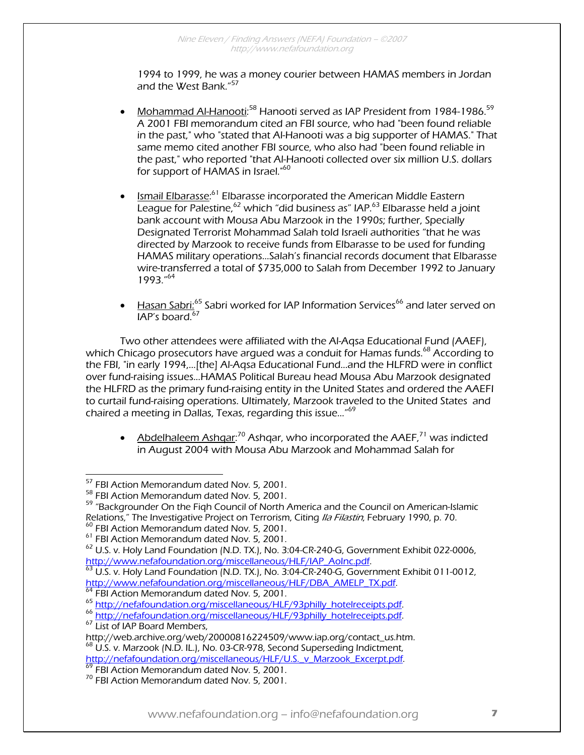1994 to 1999, he was a money courier between HAMAS members in Jordan and the West Bank."[57]

- Mohammad Al-Hanooti:[58] Hanooti served as IAP President from 1984-1986.[59] A 2001 FBI memorandum cited an FBI source, who had "been found reliable in the past," who "stated that Al-Hanooti was a big supporter of HAMAS." That same memo cited another FBI source, who also had "been found reliable in the past," who reported "that Al-Hanooti collected over six million U.S. dollars for support of HAMAS in Israel."[60]

- Ismail Elbarasse:[61] Elbarasse incorporated the American Middle Eastern League for Palestine,[62] which "did business as" IAP.[63] Elbarasse held a joint bank account with Mousa Abu Marzook in the 1990s; further, Specially Designated Terrorist Mohammad Salah told Israeli authorities "that he was directed by Marzook to receive funds from Elbarasse to be used for funding HAMAS military operations…Salah's financial records document that Elbarasse wire-transferred a total of $735,000 to Salah from December 1992 to January 1993."[64]

- Hasan Sabri:[65] Sabri worked for IAP Information Services[66] and later served on IAP's board.[67]

Two other attendees were affiliated with the Al-Aqsa Educational Fund (AAEF), which Chicago prosecutors have argued was a conduit for Hamas funds.[68] According to the FBI, "in early 1994,…[the] Al-Aqsa Educational Fund…and the HLFRD were in conflict over fund-raising issues…HAMAS Political Bureau head Mousa Abu Marzook designated the HLFRD as the primary fund-raising entity in the United States and ordered the AAEFI to curtail fund-raising operations. Ultimately, Marzook traveled to the United States and chaired a meeting in Dallas, Texas, regarding this issue…"[69]

- Abdelhaleem Ashqar:[70] Ashqar, who incorporated the AAEF,[71] was indicted in August 2004 with Mousa Abu Marzook and Mohammad Salah for

---

[57] FBI Action Memorandum dated Nov. 5, 2001.
[58] FBI Action Memorandum dated Nov. 5, 2001.
[59] "Backgrounder On the Fiqh Council of North America and the Council on American-Islamic Relations," The Investigative Project on Terrorism, Citing *Ila Filastin*, February 1990, p. 70.
[60] FBI Action Memorandum dated Nov. 5, 2001.
[61] FBI Action Memorandum dated Nov. 5, 2001.
[62] U.S. v. Holy Land Foundation (N.D. TX.), No. 3:04-CR-240-G, Government Exhibit 022-0006, http://www.nefafoundation.org/miscellaneous/HLF/IAP_AoInc.pdf.
[63] U.S. v. Holy Land Foundation (N.D. TX.), No. 3:04-CR-240-G, Government Exhibit 011-0012, http://www.nefafoundation.org/miscellaneous/HLF/DBA_AMELP_TX.pdf.
[64] FBI Action Memorandum dated Nov. 5, 2001.
[65] http://nefafoundation.org/miscellaneous/HLF/93philly_hotelreceipts.pdf.
[66] http://nefafoundation.org/miscellaneous/HLF/93philly_hotelreceipts.pdf.
[67] List of IAP Board Members, http://web.archive.org/web/20000816224509/www.iap.org/contact_us.htm.
[68] U.S. v. Marzook (N.D. IL.), No. 03-CR-978, Second Superseding Indictment, http://nefafoundation.org/miscellaneous/HLF/U.S._v_Marzook_Excerpt.pdf.
[69] FBI Action Memorandum dated Nov. 5, 2001.
[70] FBI Action Memorandum dated Nov. 5, 2001.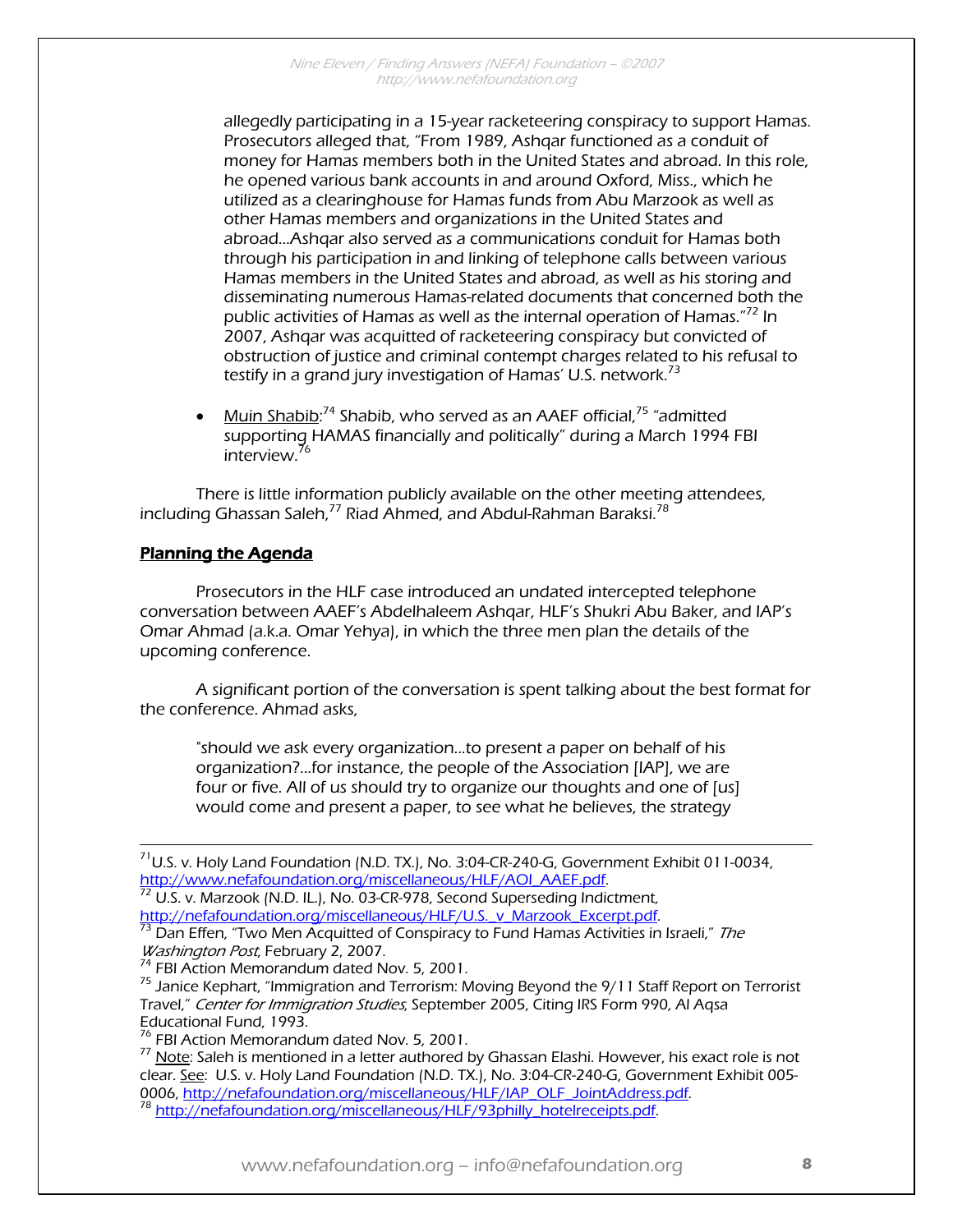allegedly participating in a 15-year racketeering conspiracy to support Hamas. Prosecutors alleged that, "From 1989, Ashqar functioned as a conduit of money for Hamas members both in the United States and abroad. In this role, he opened various bank accounts in and around Oxford, Miss., which he utilized as a clearinghouse for Hamas funds from Abu Marzook as well as other Hamas members and organizations in the United States and abroad...Ashqar also served as a communications conduit for Hamas both through his participation in and linking of telephone calls between various Hamas members in the United States and abroad, as well as his storing and disseminating numerous Hamas-related documents that concerned both the public activities of Hamas as well as the internal operation of Hamas."[72] In 2007, Ashqar was acquitted of racketeering conspiracy but convicted of obstruction of justice and criminal contempt charges related to his refusal to testify in a grand jury investigation of Hamas' U.S. network.[73]

- Muin Shabib:[74] Shabib, who served as an AAEF official,[75] "admitted supporting HAMAS financially and politically" during a March 1994 FBI interview.[76]

There is little information publicly available on the other meeting attendees, including Ghassan Saleh,[77] Riad Ahmed, and Abdul-Rahman Baraksi.[78]

## Planning the Agenda

Prosecutors in the HLF case introduced an undated intercepted telephone conversation between AAEF's Abdelhaleem Ashqar, HLF's Shukri Abu Baker, and IAP's Omar Ahmad (a.k.a. Omar Yehya), in which the three men plan the details of the upcoming conference.

A significant portion of the conversation is spent talking about the best format for the conference. Ahmad asks,

> "should we ask every organization...to present a paper on behalf of his organization?...for instance, the people of the Association [IAP], we are four or five. All of us should try to organize our thoughts and one of [us] would come and present a paper, to see what he believes, the strategy

---

[71] U.S. v. Holy Land Foundation (N.D. TX.), No. 3:04-CR-240-G, Government Exhibit 011-0034, http://www.nefafoundation.org/miscellaneous/HLF/AOI_AAEF.pdf.

[72] U.S. v. Marzook (N.D. IL.), No. 03-CR-978, Second Superseding Indictment, http://nefafoundation.org/miscellaneous/HLF/U.S._v_Marzook_Excerpt.pdf.

[73] Dan Effen, "Two Men Acquitted of Conspiracy to Fund Hamas Activities in Israeli," *The Washington Post*, February 2, 2007.

[74] FBI Action Memorandum dated Nov. 5, 2001.

[75] Janice Kephart, "Immigration and Terrorism: Moving Beyond the 9/11 Staff Report on Terrorist Travel," *Center for Immigration Studies*, September 2005, Citing IRS Form 990, Al Aqsa Educational Fund, 1993.

[76] FBI Action Memorandum dated Nov. 5, 2001.

[77] Note: Saleh is mentioned in a letter authored by Ghassan Elashi. However, his exact role is not clear. See: U.S. v. Holy Land Foundation (N.D. TX.), No. 3:04-CR-240-G, Government Exhibit 005-0006, http://nefafoundation.org/miscellaneous/HLF/IAP_OLF_JointAddress.pdf.

[78] http://nefafoundation.org/miscellaneous/HLF/93philly_hotelreceipts.pdf.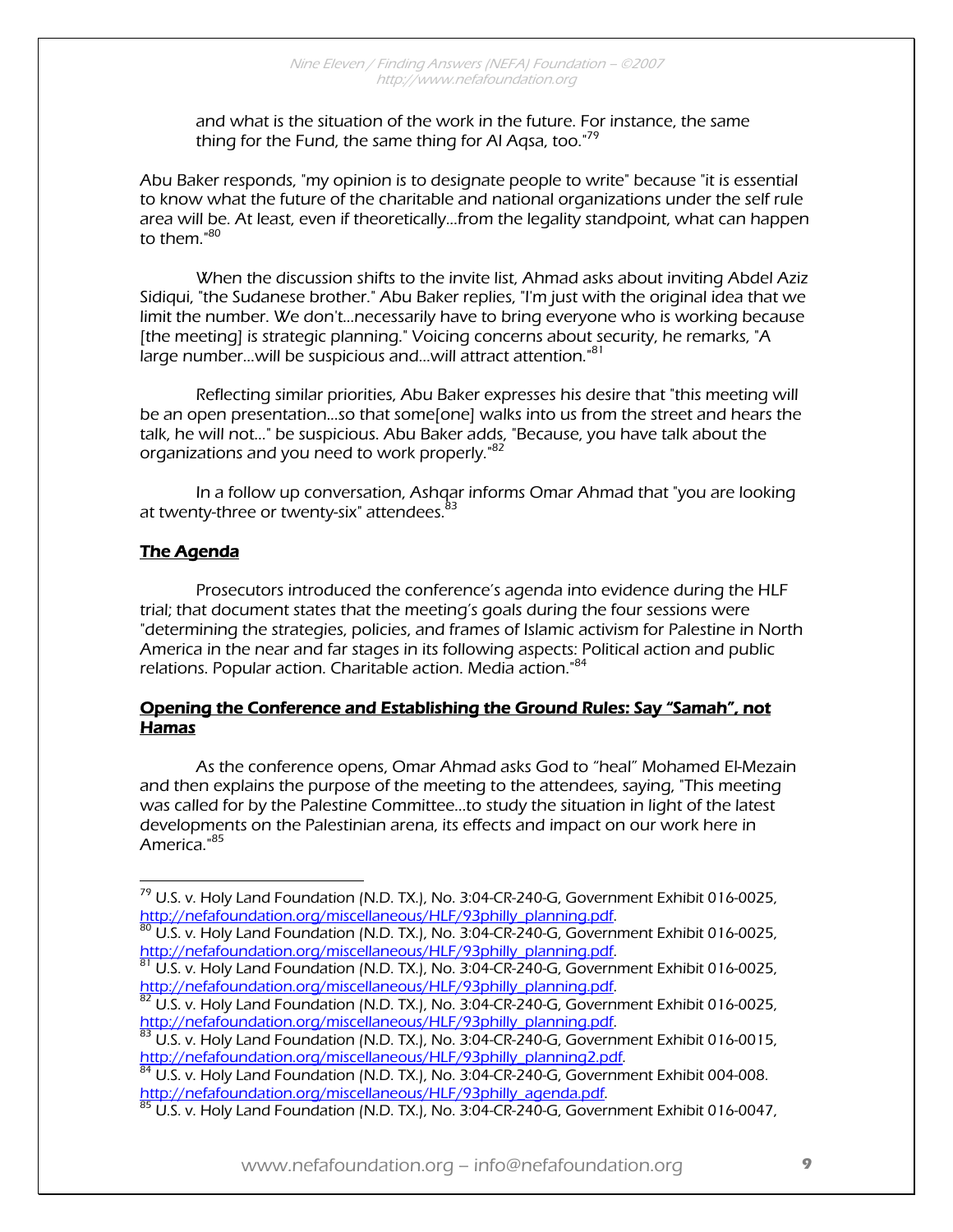and what is the situation of the work in the future. For instance, the same thing for the Fund, the same thing for Al Aqsa, too."[79]

Abu Baker responds, "my opinion is to designate people to write" because "it is essential to know what the future of the charitable and national organizations under the self rule area will be. At least, even if theoretically...from the legality standpoint, what can happen to them."[80]

When the discussion shifts to the invite list, Ahmad asks about inviting Abdel Aziz Sidiqui, "the Sudanese brother." Abu Baker replies, "I'm just with the original idea that we limit the number. We don't...necessarily have to bring everyone who is working because [the meeting] is strategic planning." Voicing concerns about security, he remarks, "A large number...will be suspicious and...will attract attention."[81]

Reflecting similar priorities, Abu Baker expresses his desire that "this meeting will be an open presentation...so that some[one] walks into us from the street and hears the talk, he will not..." be suspicious. Abu Baker adds, "Because, you have talk about the organizations and you need to work properly."[82]

In a follow up conversation, Ashqar informs Omar Ahmad that "you are looking at twenty-three or twenty-six" attendees.[83]

**The Agenda**

Prosecutors introduced the conference's agenda into evidence during the HLF trial; that document states that the meeting's goals during the four sessions were "determining the strategies, policies, and frames of Islamic activism for Palestine in North America in the near and far stages in its following aspects: Political action and public relations. Popular action. Charitable action. Media action."[84]

**Opening the Conference and Establishing the Ground Rules: Say "Samah", not Hamas**

As the conference opens, Omar Ahmad asks God to "heal" Mohamed El-Mezain and then explains the purpose of the meeting to the attendees, saying, "This meeting was called for by the Palestine Committee...to study the situation in light of the latest developments on the Palestinian arena, its effects and impact on our work here in America."[85]

---

[79] U.S. v. Holy Land Foundation (N.D. TX.), No. 3:04-CR-240-G, Government Exhibit 016-0025, http://nefafoundation.org/miscellaneous/HLF/93philly_planning.pdf.

[80] U.S. v. Holy Land Foundation (N.D. TX.), No. 3:04-CR-240-G, Government Exhibit 016-0025, http://nefafoundation.org/miscellaneous/HLF/93philly_planning.pdf.

[81] U.S. v. Holy Land Foundation (N.D. TX.), No. 3:04-CR-240-G, Government Exhibit 016-0025, http://nefafoundation.org/miscellaneous/HLF/93philly_planning.pdf.

[82] U.S. v. Holy Land Foundation (N.D. TX.), No. 3:04-CR-240-G, Government Exhibit 016-0025, http://nefafoundation.org/miscellaneous/HLF/93philly_planning.pdf.

[83] U.S. v. Holy Land Foundation (N.D. TX.), No. 3:04-CR-240-G, Government Exhibit 016-0015, http://nefafoundation.org/miscellaneous/HLF/93philly_planning2.pdf.

[84] U.S. v. Holy Land Foundation (N.D. TX.), No. 3:04-CR-240-G, Government Exhibit 004-008. http://nefafoundation.org/miscellaneous/HLF/93philly_agenda.pdf.

[85] U.S. v. Holy Land Foundation (N.D. TX.), No. 3:04-CR-240-G, Government Exhibit 016-0047,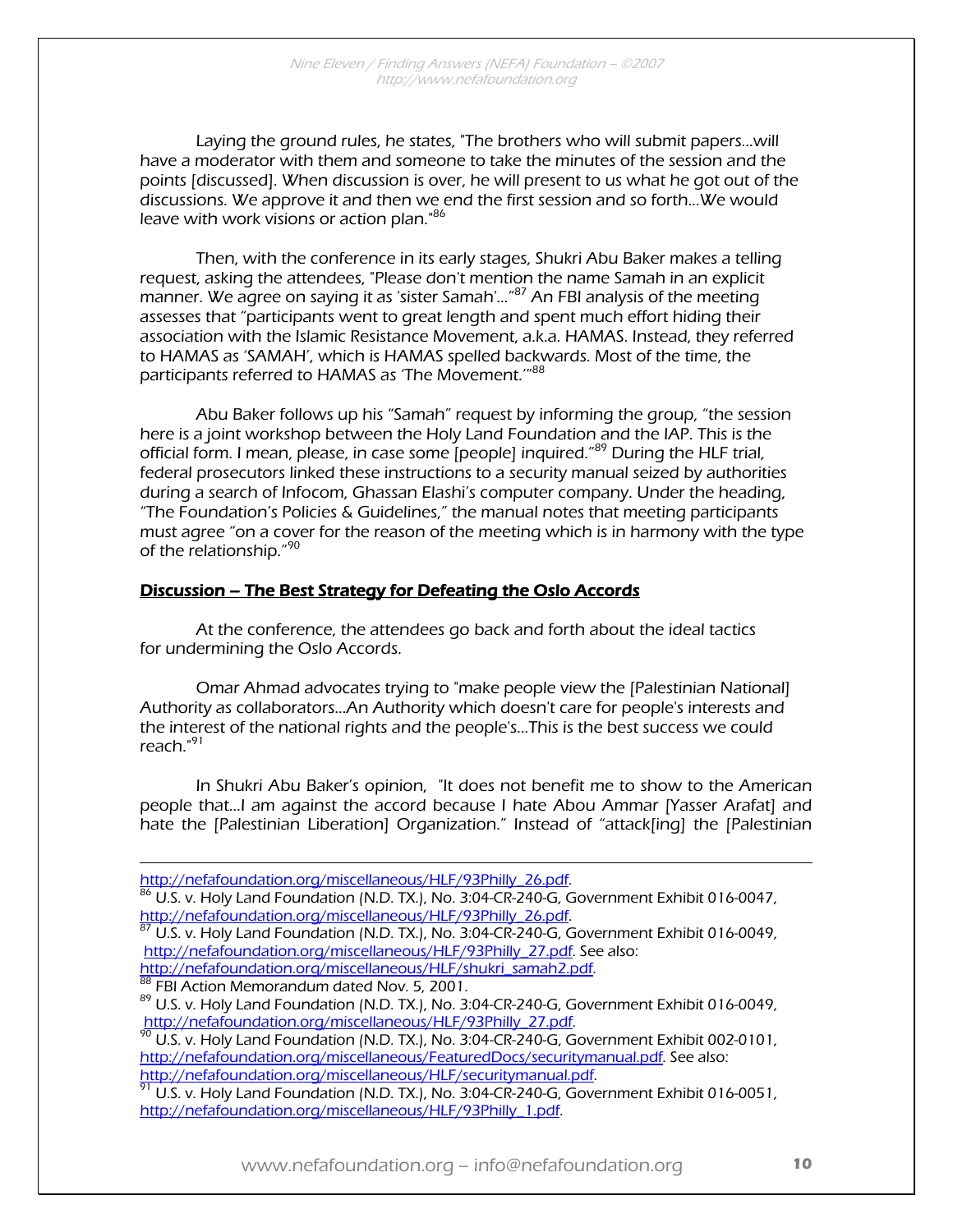Laying the ground rules, he states, "The brothers who will submit papers...will have a moderator with them and someone to take the minutes of the session and the points [discussed]. When discussion is over, he will present to us what he got out of the discussions. We approve it and then we end the first session and so forth...We would leave with work visions or action plan."[86]

Then, with the conference in its early stages, Shukri Abu Baker makes a telling request, asking the attendees, "Please don't mention the name Samah in an explicit manner. We agree on saying it as 'sister Samah'..."[87] An FBI analysis of the meeting assesses that "participants went to great length and spent much effort hiding their association with the Islamic Resistance Movement, a.k.a. HAMAS. Instead, they referred to HAMAS as 'SAMAH', which is HAMAS spelled backwards. Most of the time, the participants referred to HAMAS as 'The Movement.'"[88]

Abu Baker follows up his "Samah" request by informing the group, "the session here is a joint workshop between the Holy Land Foundation and the IAP. This is the official form. I mean, please, in case some [people] inquired."[89] During the HLF trial, federal prosecutors linked these instructions to a security manual seized by authorities during a search of Infocom, Ghassan Elashi's computer company. Under the heading, "The Foundation's Policies & Guidelines," the manual notes that meeting participants must agree "on a cover for the reason of the meeting which is in harmony with the type of the relationship."[90]

## Discussion – The Best Strategy for Defeating the Oslo Accords

At the conference, the attendees go back and forth about the ideal tactics for undermining the Oslo Accords.

Omar Ahmad advocates trying to "make people view the [Palestinian National] Authority as collaborators...An Authority which doesn't care for people's interests and the interest of the national rights and the people's...This is the best success we could reach."[91]

In Shukri Abu Baker's opinion, "It does not benefit me to show to the American people that...I am against the accord because I hate Abou Ammar [Yasser Arafat] and hate the [Palestinian Liberation] Organization." Instead of "attack[ing] the [Palestinian

---

http://nefafoundation.org/miscellaneous/HLF/93Philly_26.pdf.

[86] U.S. v. Holy Land Foundation (N.D. TX.), No. 3:04-CR-240-G, Government Exhibit 016-0047, http://nefafoundation.org/miscellaneous/HLF/93Philly_26.pdf.

[87] U.S. v. Holy Land Foundation (N.D. TX.), No. 3:04-CR-240-G, Government Exhibit 016-0049, http://nefafoundation.org/miscellaneous/HLF/93Philly_27.pdf. See also: http://nefafoundation.org/miscellaneous/HLF/shukri_samah2.pdf.

[88] FBI Action Memorandum dated Nov. 5, 2001.

[89] U.S. v. Holy Land Foundation (N.D. TX.), No. 3:04-CR-240-G, Government Exhibit 016-0049, http://nefafoundation.org/miscellaneous/HLF/93Philly_27.pdf.

[90] U.S. v. Holy Land Foundation (N.D. TX.), No. 3:04-CR-240-G, Government Exhibit 002-0101, http://nefafoundation.org/miscellaneous/FeaturedDocs/securitymanual.pdf. See also: http://nefafoundation.org/miscellaneous/HLF/securitymanual.pdf.

[91] U.S. v. Holy Land Foundation (N.D. TX.), No. 3:04-CR-240-G, Government Exhibit 016-0051, http://nefafoundation.org/miscellaneous/HLF/93Philly_1.pdf.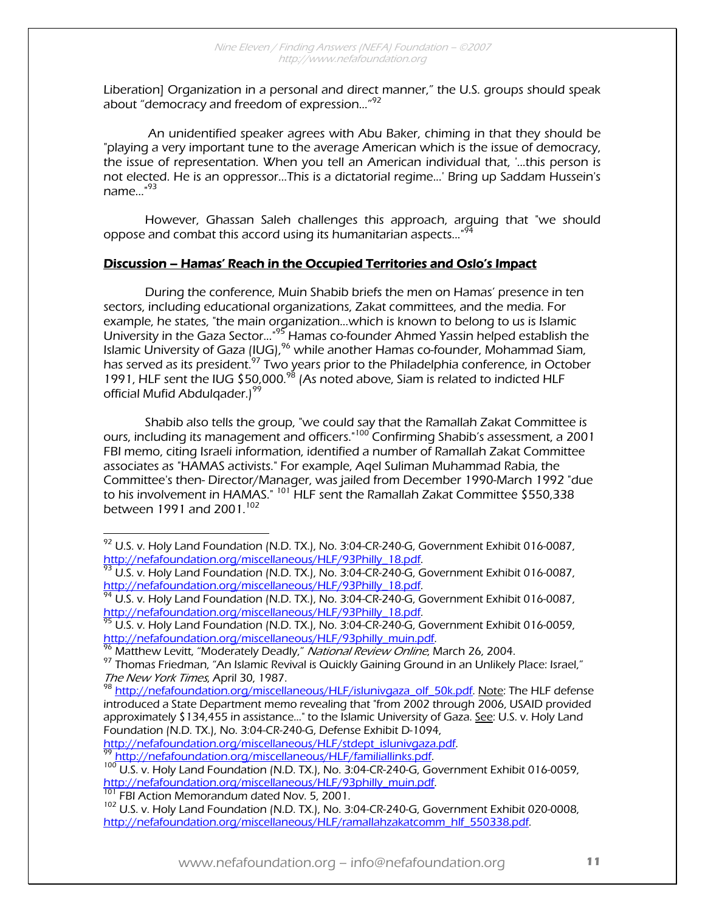Liberation] Organization in a personal and direct manner," the U.S. groups should speak about "democracy and freedom of expression..."[92]

An unidentified speaker agrees with Abu Baker, chiming in that they should be "playing a very important tune to the average American which is the issue of democracy, the issue of representation. When you tell an American individual that, '...this person is not elected. He is an oppressor...This is a dictatorial regime...' Bring up Saddam Hussein's name..."[93]

However, Ghassan Saleh challenges this approach, arguing that "we should oppose and combat this accord using its humanitarian aspects..."[94]

## Discussion – Hamas' Reach in the Occupied Territories and Oslo's Impact

During the conference, Muin Shabib briefs the men on Hamas' presence in ten sectors, including educational organizations, Zakat committees, and the media. For example, he states, "the main organization...which is known to belong to us is Islamic University in the Gaza Sector..."[95] Hamas co-founder Ahmed Yassin helped establish the Islamic University of Gaza (IUG),[96] while another Hamas co-founder, Mohammad Siam, has served as its president.[97] Two years prior to the Philadelphia conference, in October 1991, HLF sent the IUG $50,000.[98] (As noted above, Siam is related to indicted HLF official Mufid Abdulqader.)[99]

Shabib also tells the group, "we could say that the Ramallah Zakat Committee is ours, including its management and officers."[100] Confirming Shabib's assessment, a 2001 FBI memo, citing Israeli information, identified a number of Ramallah Zakat Committee associates as "HAMAS activists." For example, Aqel Suliman Muhammad Rabia, the Committee's then- Director/Manager, was jailed from December 1990-March 1992 "due to his involvement in HAMAS."[101] HLF sent the Ramallah Zakat Committee $550,338 between 1991 and 2001.[102]

---

[92] U.S. v. Holy Land Foundation (N.D. TX.), No. 3:04-CR-240-G, Government Exhibit 016-0087, http://nefafoundation.org/miscellaneous/HLF/93Philly_18.pdf.

[93] U.S. v. Holy Land Foundation (N.D. TX.), No. 3:04-CR-240-G, Government Exhibit 016-0087, http://nefafoundation.org/miscellaneous/HLF/93Philly_18.pdf.

[94] U.S. v. Holy Land Foundation (N.D. TX.), No. 3:04-CR-240-G, Government Exhibit 016-0087, http://nefafoundation.org/miscellaneous/HLF/93Philly_18.pdf.

[95] U.S. v. Holy Land Foundation (N.D. TX.), No. 3:04-CR-240-G, Government Exhibit 016-0059, http://nefafoundation.org/miscellaneous/HLF/93philly_muin.pdf.

[96] Matthew Levitt, "Moderately Deadly," *National Review Online*, March 26, 2004.

[97] Thomas Friedman, "An Islamic Revival is Quickly Gaining Ground in an Unlikely Place: Israel," *The New York Times*, April 30, 1987.

[98] http://nefafoundation.org/miscellaneous/HLF/islunivgaza_olf_50k.pdf. Note: The HLF defense introduced a State Department memo revealing that "from 2002 through 2006, USAID provided approximately $134,455 in assistance..." to the Islamic University of Gaza. See: U.S. v. Holy Land Foundation (N.D. TX.), No. 3:04-CR-240-G, Defense Exhibit D-1094, http://nefafoundation.org/miscellaneous/HLF/stdept_islunivgaza.pdf.

[99] http://nefafoundation.org/miscellaneous/HLF/familiallinks.pdf.

[100] U.S. v. Holy Land Foundation (N.D. TX.), No. 3:04-CR-240-G, Government Exhibit 016-0059, http://nefafoundation.org/miscellaneous/HLF/93philly_muin.pdf.

[101] FBI Action Memorandum dated Nov. 5, 2001.

[102] U.S. v. Holy Land Foundation (N.D. TX.), No. 3:04-CR-240-G, Government Exhibit 020-0008, http://nefafoundation.org/miscellaneous/HLF/ramallahzakatcomm_hlf_550338.pdf.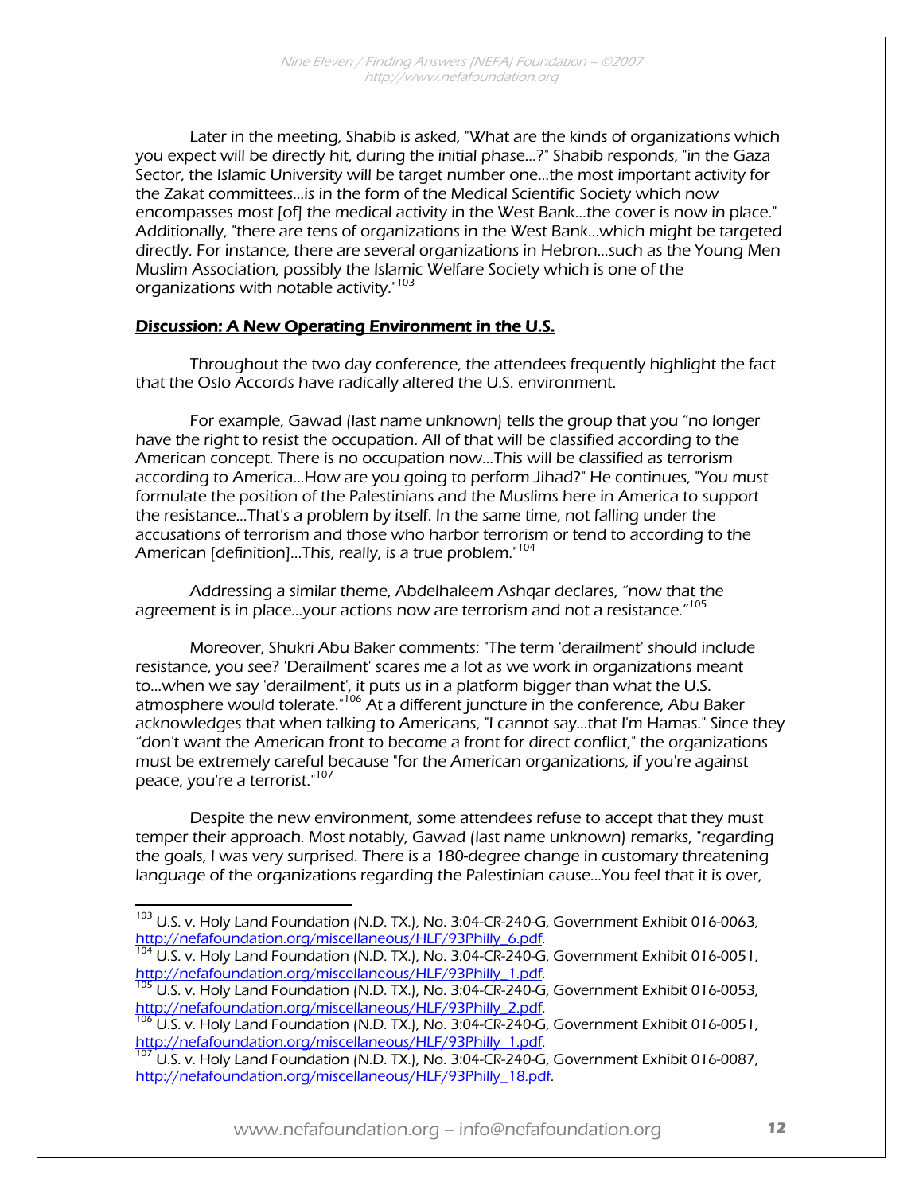Later in the meeting, Shabib is asked, "What are the kinds of organizations which you expect will be directly hit, during the initial phase…?" Shabib responds, "in the Gaza Sector, the Islamic University will be target number one…the most important activity for the Zakat committees…is in the form of the Medical Scientific Society which now encompasses most [of] the medical activity in the West Bank…the cover is now in place." Additionally, "there are tens of organizations in the West Bank…which might be targeted directly. For instance, there are several organizations in Hebron…such as the Young Men Muslim Association, possibly the Islamic Welfare Society which is one of the organizations with notable activity."[103]

## Discussion: A New Operating Environment in the U.S.

Throughout the two day conference, the attendees frequently highlight the fact that the Oslo Accords have radically altered the U.S. environment.

For example, Gawad (last name unknown) tells the group that you "no longer have the right to resist the occupation. All of that will be classified according to the American concept. There is no occupation now…This will be classified as terrorism according to America…How are you going to perform Jihad?" He continues, "You must formulate the position of the Palestinians and the Muslims here in America to support the resistance…That's a problem by itself. In the same time, not falling under the accusations of terrorism and those who harbor terrorism or tend to according to the American [definition]…This, really, is a true problem."[104]

Addressing a similar theme, Abdelhaleem Ashqar declares, "now that the agreement is in place…your actions now are terrorism and not a resistance."[105]

Moreover, Shukri Abu Baker comments: "The term 'derailment' should include resistance, you see? 'Derailment' scares me a lot as we work in organizations meant to…when we say 'derailment', it puts us in a platform bigger than what the U.S. atmosphere would tolerate."[106] At a different juncture in the conference, Abu Baker acknowledges that when talking to Americans, "I cannot say…that I'm Hamas." Since they "don't want the American front to become a front for direct conflict," the organizations must be extremely careful because "for the American organizations, if you're against peace, you're a terrorist."[107]

Despite the new environment, some attendees refuse to accept that they must temper their approach. Most notably, Gawad (last name unknown) remarks, "regarding the goals, I was very surprised. There is a 180-degree change in customary threatening language of the organizations regarding the Palestinian cause…You feel that it is over,

---

[103] U.S. v. Holy Land Foundation (N.D. TX.), No. 3:04-CR-240-G, Government Exhibit 016-0063, http://nefafoundation.org/miscellaneous/HLF/93Philly_6.pdf.

[104] U.S. v. Holy Land Foundation (N.D. TX.), No. 3:04-CR-240-G, Government Exhibit 016-0051, http://nefafoundation.org/miscellaneous/HLF/93Philly_1.pdf.

[105] U.S. v. Holy Land Foundation (N.D. TX.), No. 3:04-CR-240-G, Government Exhibit 016-0053, http://nefafoundation.org/miscellaneous/HLF/93Philly_2.pdf.

[106] U.S. v. Holy Land Foundation (N.D. TX.), No. 3:04-CR-240-G, Government Exhibit 016-0051, http://nefafoundation.org/miscellaneous/HLF/93Philly_1.pdf.

[107] U.S. v. Holy Land Foundation (N.D. TX.), No. 3:04-CR-240-G, Government Exhibit 016-0087, http://nefafoundation.org/miscellaneous/HLF/93Philly_18.pdf.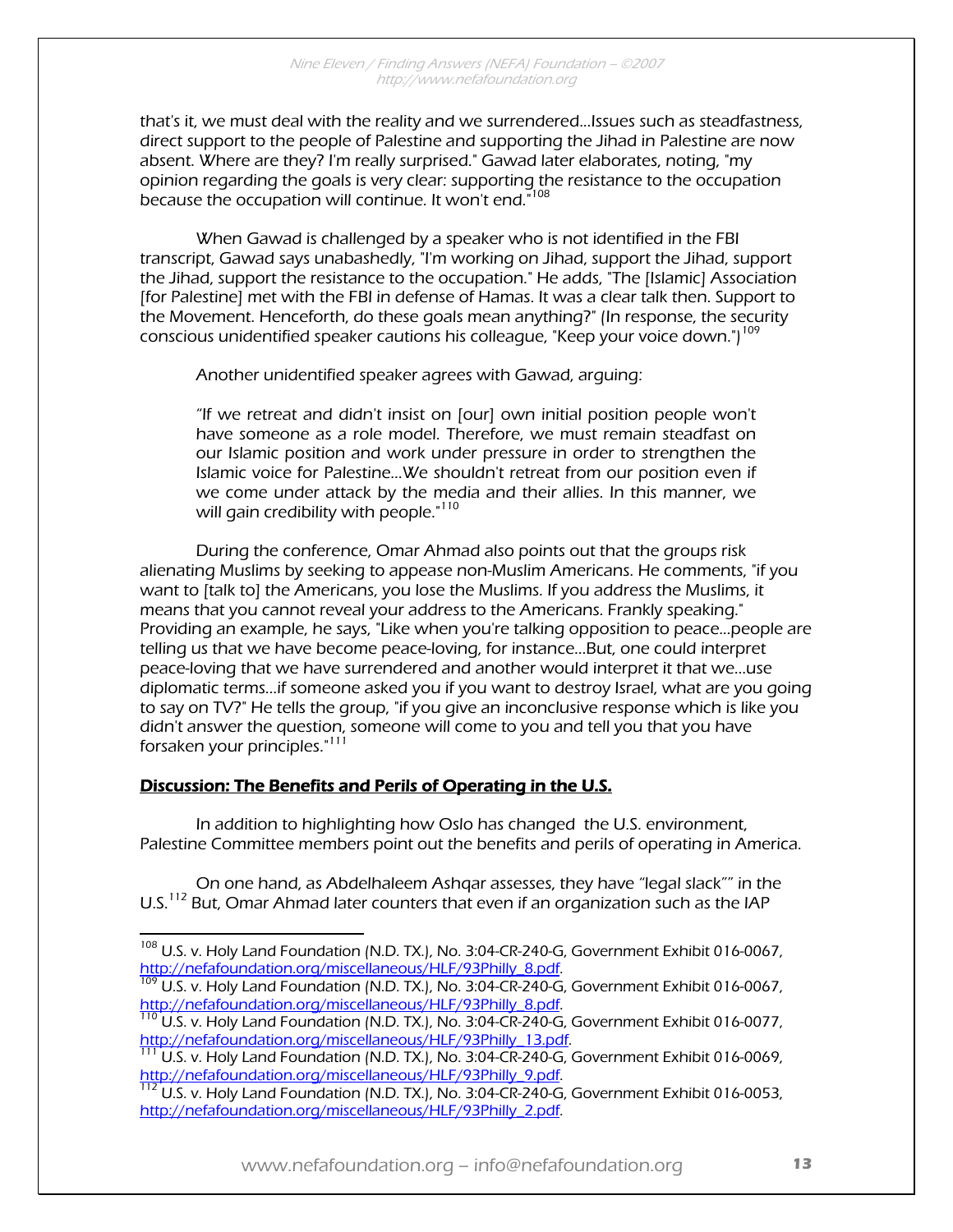that's it, we must deal with the reality and we surrendered...Issues such as steadfastness, direct support to the people of Palestine and supporting the Jihad in Palestine are now absent. Where are they? I'm really surprised." Gawad later elaborates, noting, "my opinion regarding the goals is very clear: supporting the resistance to the occupation because the occupation will continue. It won't end."[108]

When Gawad is challenged by a speaker who is not identified in the FBI transcript, Gawad says unabashedly, "I'm working on Jihad, support the Jihad, support the Jihad, support the resistance to the occupation." He adds, "The [Islamic] Association [for Palestine] met with the FBI in defense of Hamas. It was a clear talk then. Support to the Movement. Henceforth, do these goals mean anything?" (In response, the security conscious unidentified speaker cautions his colleague, "Keep your voice down.")[109]

Another unidentified speaker agrees with Gawad, arguing:

> "If we retreat and didn't insist on [our] own initial position people won't have someone as a role model. Therefore, we must remain steadfast on our Islamic position and work under pressure in order to strengthen the Islamic voice for Palestine...We shouldn't retreat from our position even if we come under attack by the media and their allies. In this manner, we will gain credibility with people."[110]

During the conference, Omar Ahmad also points out that the groups risk alienating Muslims by seeking to appease non-Muslim Americans. He comments, "if you want to [talk to] the Americans, you lose the Muslims. If you address the Muslims, it means that you cannot reveal your address to the Americans. Frankly speaking." Providing an example, he says, "Like when you're talking opposition to peace...people are telling us that we have become peace-loving, for instance...But, one could interpret peace-loving that we have surrendered and another would interpret it that we...use diplomatic terms...if someone asked you if you want to destroy Israel, what are you going to say on TV?" He tells the group, "if you give an inconclusive response which is like you didn't answer the question, someone will come to you and tell you that you have forsaken your principles."[111]

## Discussion: The Benefits and Perils of Operating in the U.S.

In addition to highlighting how Oslo has changed the U.S. environment, Palestine Committee members point out the benefits and perils of operating in America.

On one hand, as Abdelhaleem Ashqar assesses, they have "legal slack"" in the U.S.[112] But, Omar Ahmad later counters that even if an organization such as the IAP

---

[108] U.S. v. Holy Land Foundation (N.D. TX.), No. 3:04-CR-240-G, Government Exhibit 016-0067, http://nefafoundation.org/miscellaneous/HLF/93Philly_8.pdf.

[109] U.S. v. Holy Land Foundation (N.D. TX.), No. 3:04-CR-240-G, Government Exhibit 016-0067, http://nefafoundation.org/miscellaneous/HLF/93Philly_8.pdf.

[110] U.S. v. Holy Land Foundation (N.D. TX.), No. 3:04-CR-240-G, Government Exhibit 016-0077, http://nefafoundation.org/miscellaneous/HLF/93Philly_13.pdf.

[111] U.S. v. Holy Land Foundation (N.D. TX.), No. 3:04-CR-240-G, Government Exhibit 016-0069, http://nefafoundation.org/miscellaneous/HLF/93Philly_9.pdf.

[112] U.S. v. Holy Land Foundation (N.D. TX.), No. 3:04-CR-240-G, Government Exhibit 016-0053, http://nefafoundation.org/miscellaneous/HLF/93Philly_2.pdf.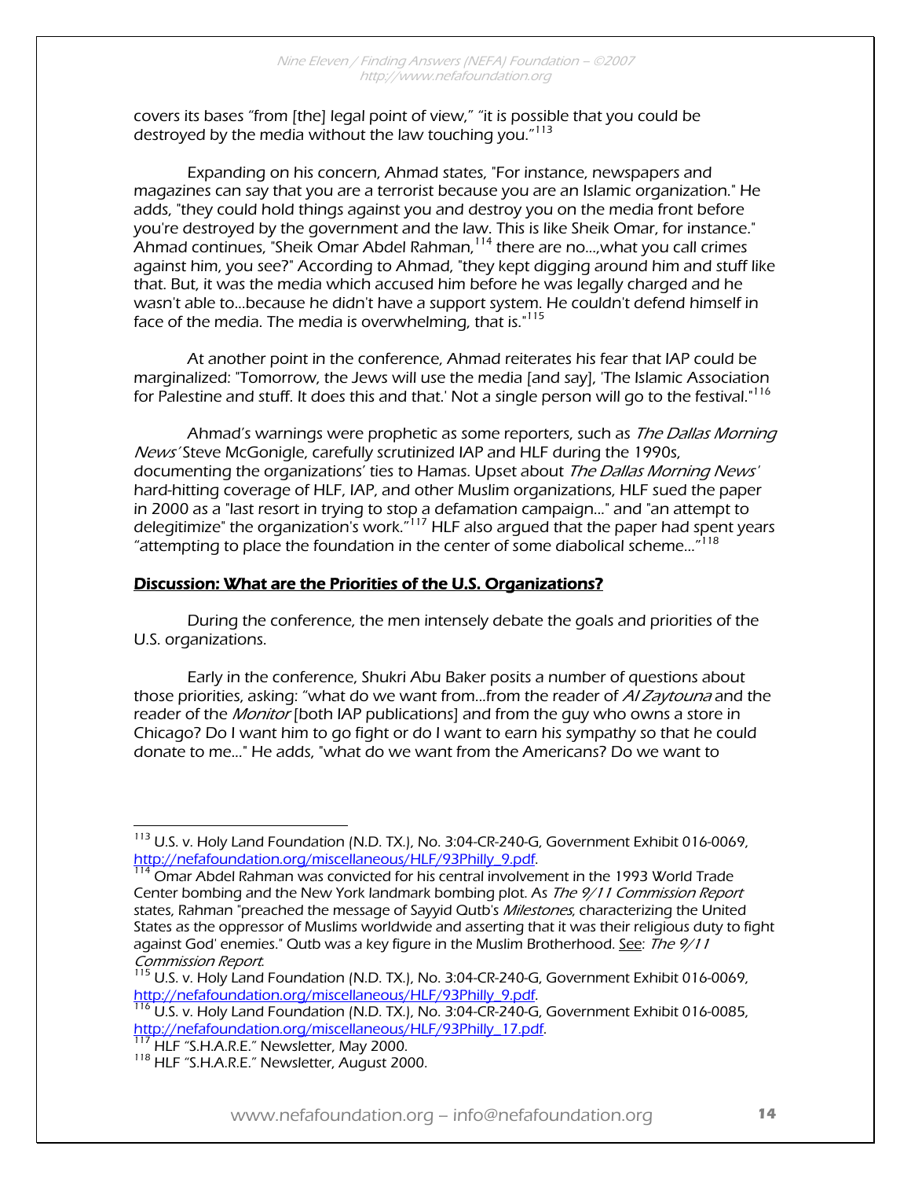covers its bases "from [the] legal point of view," "it is possible that you could be destroyed by the media without the law touching you."[113]

Expanding on his concern, Ahmad states, "For instance, newspapers and magazines can say that you are a terrorist because you are an Islamic organization." He adds, "they could hold things against you and destroy you on the media front before you're destroyed by the government and the law. This is like Sheik Omar, for instance." Ahmad continues, "Sheik Omar Abdel Rahman,[114] there are no...,what you call crimes against him, you see?" According to Ahmad, "they kept digging around him and stuff like that. But, it was the media which accused him before he was legally charged and he wasn't able to...because he didn't have a support system. He couldn't defend himself in face of the media. The media is overwhelming, that is."[115]

At another point in the conference, Ahmad reiterates his fear that IAP could be marginalized: "Tomorrow, the Jews will use the media [and say], 'The Islamic Association for Palestine and stuff. It does this and that.' Not a single person will go to the festival."[116]

Ahmad's warnings were prophetic as some reporters, such as *The Dallas Morning News'* Steve McGonigle, carefully scrutinized IAP and HLF during the 1990s, documenting the organizations' ties to Hamas. Upset about *The Dallas Morning News'* hard-hitting coverage of HLF, IAP, and other Muslim organizations, HLF sued the paper in 2000 as a "last resort in trying to stop a defamation campaign..." and "an attempt to delegitimize" the organization's work."[117] HLF also argued that the paper had spent years "attempting to place the foundation in the center of some diabolical scheme..."[118]

## <u>Discussion: What are the Priorities of the U.S. Organizations?</u>

During the conference, the men intensely debate the goals and priorities of the U.S. organizations.

Early in the conference, Shukri Abu Baker posits a number of questions about those priorities, asking: "what do we want from...from the reader of *Al Zaytouna* and the reader of the *Monitor* [both IAP publications] and from the guy who owns a store in Chicago? Do I want him to go fight or do I want to earn his sympathy so that he could donate to me..." He adds, "what do we want from the Americans? Do we want to

---

[113] U.S. v. Holy Land Foundation (N.D. TX.), No. 3:04-CR-240-G, Government Exhibit 016-0069, http://nefafoundation.org/miscellaneous/HLF/93Philly_9.pdf.

[114] Omar Abdel Rahman was convicted for his central involvement in the 1993 World Trade Center bombing and the New York landmark bombing plot. As *The 9/11 Commission Report* states, Rahman "preached the message of Sayyid Qutb's *Milestones*, characterizing the United States as the oppressor of Muslims worldwide and asserting that it was their religious duty to fight against God' enemies." Qutb was a key figure in the Muslim Brotherhood. <u>See</u>: *The 9/11 Commission Report*.

[115] U.S. v. Holy Land Foundation (N.D. TX.), No. 3:04-CR-240-G, Government Exhibit 016-0069, http://nefafoundation.org/miscellaneous/HLF/93Philly_9.pdf.

[116] U.S. v. Holy Land Foundation (N.D. TX.), No. 3:04-CR-240-G, Government Exhibit 016-0085, http://nefafoundation.org/miscellaneous/HLF/93Philly_17.pdf.

[117] HLF "S.H.A.R.E." Newsletter, May 2000.

[118] HLF "S.H.A.R.E." Newsletter, August 2000.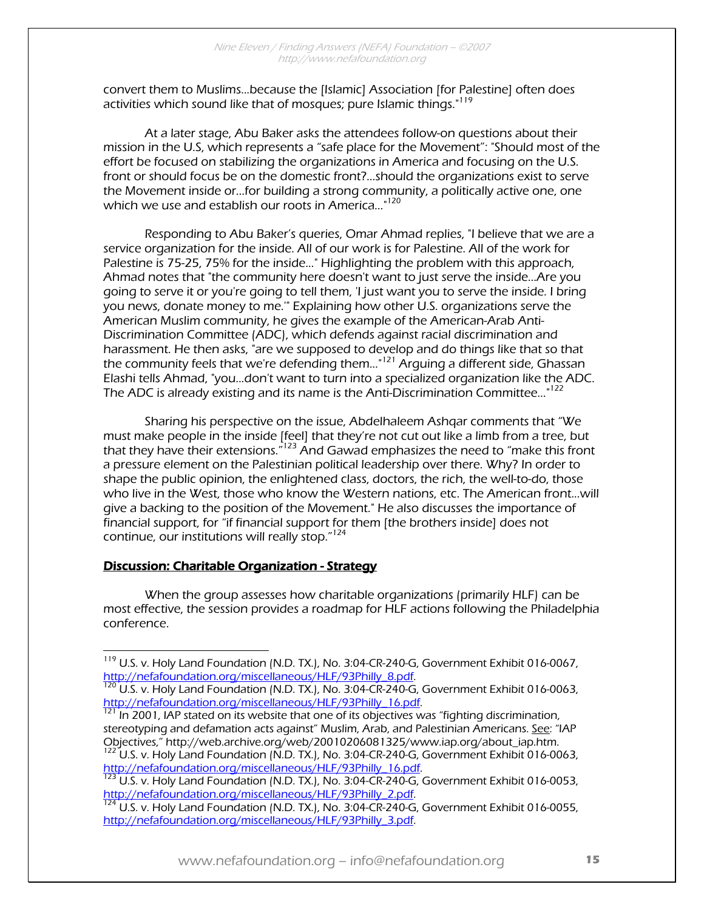convert them to Muslims...because the [Islamic] Association [for Palestine] often does activities which sound like that of mosques; pure Islamic things."[119]

At a later stage, Abu Baker asks the attendees follow-on questions about their mission in the U.S, which represents a "safe place for the Movement": "Should most of the effort be focused on stabilizing the organizations in America and focusing on the U.S. front or should focus be on the domestic front?...should the organizations exist to serve the Movement inside or...for building a strong community, a politically active one, one which we use and establish our roots in America..."[120]

Responding to Abu Baker's queries, Omar Ahmad replies, "I believe that we are a service organization for the inside. All of our work is for Palestine. All of the work for Palestine is 75-25, 75% for the inside..." Highlighting the problem with this approach, Ahmad notes that "the community here doesn't want to just serve the inside...Are you going to serve it or you're going to tell them, 'I just want you to serve the inside. I bring you news, donate money to me.'" Explaining how other U.S. organizations serve the American Muslim community, he gives the example of the American-Arab Anti-Discrimination Committee (ADC), which defends against racial discrimination and harassment. He then asks, "are we supposed to develop and do things like that so that the community feels that we're defending them..."[121] Arguing a different side, Ghassan Elashi tells Ahmad, "you...don't want to turn into a specialized organization like the ADC. The ADC is already existing and its name is the Anti-Discrimination Committee..."[122]

Sharing his perspective on the issue, Abdelhaleem Ashqar comments that "We must make people in the inside [feel] that they're not cut out like a limb from a tree, but that they have their extensions."[123] And Gawad emphasizes the need to "make this front a pressure element on the Palestinian political leadership over there. Why? In order to shape the public opinion, the enlightened class, doctors, the rich, the well-to-do, those who live in the West, those who know the Western nations, etc. The American front...will give a backing to the position of the Movement." He also discusses the importance of financial support, for "if financial support for them [the brothers inside] does not continue, our institutions will really stop."[124]

**Discussion: Charitable Organization - Strategy**

When the group assesses how charitable organizations (primarily HLF) can be most effective, the session provides a roadmap for HLF actions following the Philadelphia conference.

---

[119] U.S. v. Holy Land Foundation (N.D. TX.), No. 3:04-CR-240-G, Government Exhibit 016-0067, http://nefafoundation.org/miscellaneous/HLF/93Philly_8.pdf.

[120] U.S. v. Holy Land Foundation (N.D. TX.), No. 3:04-CR-240-G, Government Exhibit 016-0063, http://nefafoundation.org/miscellaneous/HLF/93Philly_16.pdf.

[121] In 2001, IAP stated on its website that one of its objectives was "fighting discrimination, stereotyping and defamation acts against" Muslim, Arab, and Palestinian Americans. See: "IAP Objectives," http://web.archive.org/web/20010206081325/www.iap.org/about_iap.htm.

[122] U.S. v. Holy Land Foundation (N.D. TX.), No. 3:04-CR-240-G, Government Exhibit 016-0063, http://nefafoundation.org/miscellaneous/HLF/93Philly_16.pdf.

[123] U.S. v. Holy Land Foundation (N.D. TX.), No. 3:04-CR-240-G, Government Exhibit 016-0053, http://nefafoundation.org/miscellaneous/HLF/93Philly_2.pdf.

[124] U.S. v. Holy Land Foundation (N.D. TX.), No. 3:04-CR-240-G, Government Exhibit 016-0055, http://nefafoundation.org/miscellaneous/HLF/93Philly_3.pdf.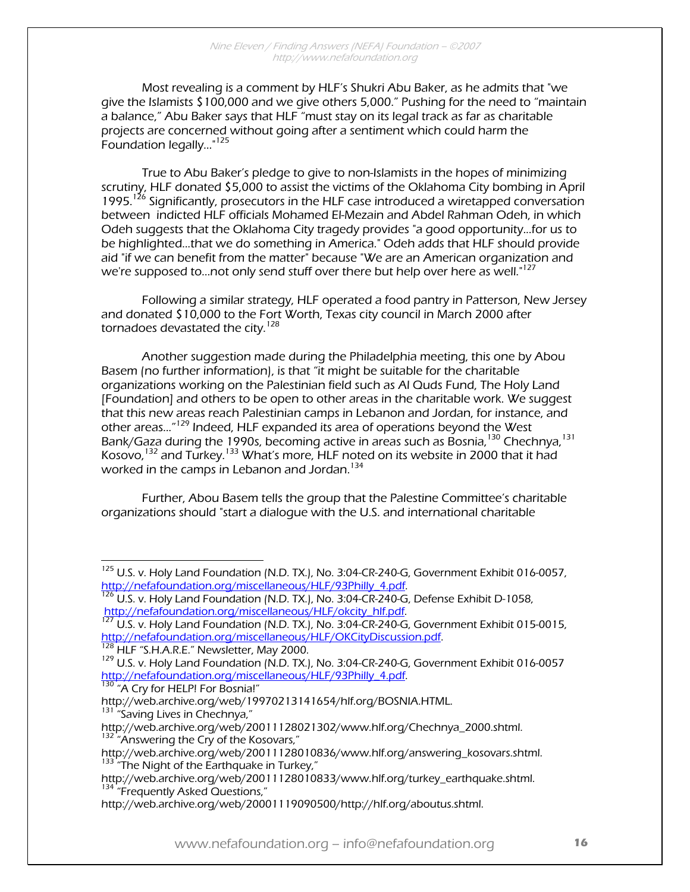Most revealing is a comment by HLF's Shukri Abu Baker, as he admits that "we give the Islamists $100,000 and we give others 5,000." Pushing for the need to "maintain a balance," Abu Baker says that HLF "must stay on its legal track as far as charitable projects are concerned without going after a sentiment which could harm the Foundation legally..."[125]

True to Abu Baker's pledge to give to non-Islamists in the hopes of minimizing scrutiny, HLF donated $5,000 to assist the victims of the Oklahoma City bombing in April 1995.[126] Significantly, prosecutors in the HLF case introduced a wiretapped conversation between indicted HLF officials Mohamed El-Mezain and Abdel Rahman Odeh, in which Odeh suggests that the Oklahoma City tragedy provides "a good opportunity...for us to be highlighted...that we do something in America." Odeh adds that HLF should provide aid "if we can benefit from the matter" because "We are an American organization and we're supposed to...not only send stuff over there but help over here as well."[127]

Following a similar strategy, HLF operated a food pantry in Patterson, New Jersey and donated $10,000 to the Fort Worth, Texas city council in March 2000 after tornadoes devastated the city.[128]

Another suggestion made during the Philadelphia meeting, this one by Abou Basem (no further information), is that "it might be suitable for the charitable organizations working on the Palestinian field such as Al Quds Fund, The Holy Land [Foundation] and others to be open to other areas in the charitable work. We suggest that this new areas reach Palestinian camps in Lebanon and Jordan, for instance, and other areas..."[129] Indeed, HLF expanded its area of operations beyond the West Bank/Gaza during the 1990s, becoming active in areas such as Bosnia,[130] Chechnya,[131] Kosovo,[132] and Turkey.[133] What's more, HLF noted on its website in 2000 that it had worked in the camps in Lebanon and Jordan.[134]

Further, Abou Basem tells the group that the Palestine Committee's charitable organizations should "start a dialogue with the U.S. and international charitable

---

[125] U.S. v. Holy Land Foundation (N.D. TX.), No. 3:04-CR-240-G, Government Exhibit 016-0057, http://nefafoundation.org/miscellaneous/HLF/93Philly_4.pdf.

[126] U.S. v. Holy Land Foundation (N.D. TX.), No. 3:04-CR-240-G, Defense Exhibit D-1058, http://nefafoundation.org/miscellaneous/HLF/okcity_hlf.pdf.

[127] U.S. v. Holy Land Foundation (N.D. TX.), No. 3:04-CR-240-G, Government Exhibit 015-0015, http://nefafoundation.org/miscellaneous/HLF/OKCityDiscussion.pdf.

[128] HLF "S.H.A.R.E." Newsletter, May 2000.

[129] U.S. v. Holy Land Foundation (N.D. TX.), No. 3:04-CR-240-G, Government Exhibit 016-0057 http://nefafoundation.org/miscellaneous/HLF/93Philly_4.pdf.

[130] "A Cry for HELP! For Bosnia!" http://web.archive.org/web/19970213141654/hlf.org/BOSNIA.HTML.

[131] "Saving Lives in Chechnya," http://web.archive.org/web/20011128021302/www.hlf.org/Chechnya_2000.shtml.

[132] "Answering the Cry of the Kosovars," http://web.archive.org/web/20011128010836/www.hlf.org/answering_kosovars.shtml.

[133] "The Night of the Earthquake in Turkey," http://web.archive.org/web/20011128010833/www.hlf.org/turkey_earthquake.shtml.

[134] "Frequently Asked Questions," http://web.archive.org/web/20001119090500/http://hlf.org/aboutus.shtml.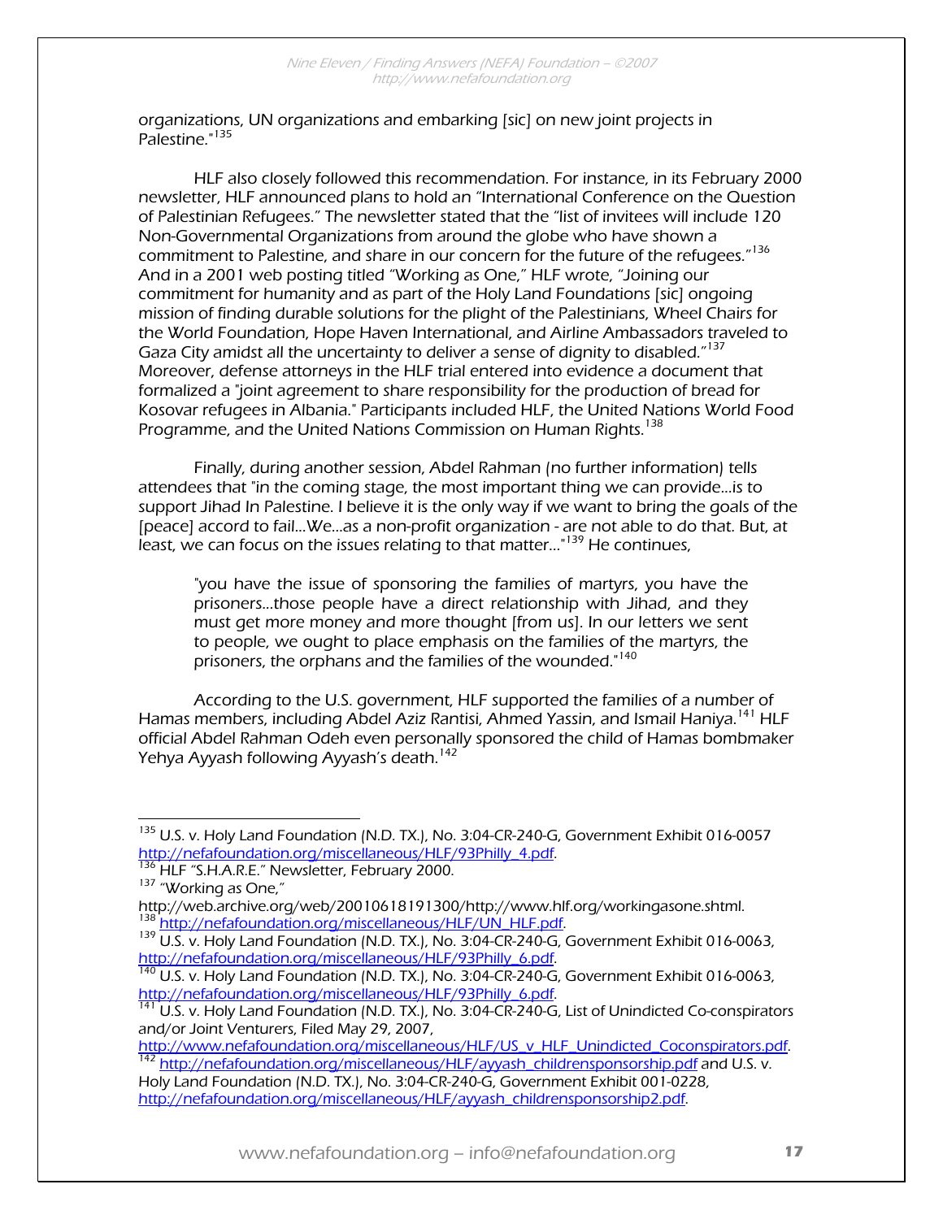organizations, UN organizations and embarking [sic] on new joint projects in Palestine."[135]

HLF also closely followed this recommendation. For instance, in its February 2000 newsletter, HLF announced plans to hold an "International Conference on the Question of Palestinian Refugees." The newsletter stated that the "list of invitees will include 120 Non-Governmental Organizations from around the globe who have shown a commitment to Palestine, and share in our concern for the future of the refugees."[136] And in a 2001 web posting titled "Working as One," HLF wrote, "Joining our commitment for humanity and as part of the Holy Land Foundations [sic] ongoing mission of finding durable solutions for the plight of the Palestinians, Wheel Chairs for the World Foundation, Hope Haven International, and Airline Ambassadors traveled to Gaza City amidst all the uncertainty to deliver a sense of dignity to disabled."[137] Moreover, defense attorneys in the HLF trial entered into evidence a document that formalized a "joint agreement to share responsibility for the production of bread for Kosovar refugees in Albania." Participants included HLF, the United Nations World Food Programme, and the United Nations Commission on Human Rights.[138]

Finally, during another session, Abdel Rahman (no further information) tells attendees that "in the coming stage, the most important thing we can provide…is to support Jihad In Palestine. I believe it is the only way if we want to bring the goals of the [peace] accord to fail…We…as a non-profit organization - are not able to do that. But, at least, we can focus on the issues relating to that matter…"[139] He continues,

> "you have the issue of sponsoring the families of martyrs, you have the prisoners…those people have a direct relationship with Jihad, and they must get more money and more thought [from us]. In our letters we sent to people, we ought to place emphasis on the families of the martyrs, the prisoners, the orphans and the families of the wounded."[140]

According to the U.S. government, HLF supported the families of a number of Hamas members, including Abdel Aziz Rantisi, Ahmed Yassin, and Ismail Haniya.[141] HLF official Abdel Rahman Odeh even personally sponsored the child of Hamas bombmaker Yehya Ayyash following Ayyash's death.[142]

---

[135] U.S. v. Holy Land Foundation (N.D. TX.), No. 3:04-CR-240-G, Government Exhibit 016-0057 http://nefafoundation.org/miscellaneous/HLF/93Philly_4.pdf.

[136] HLF "S.H.A.R.E." Newsletter, February 2000.

[137] "Working as One," http://web.archive.org/web/20010618191300/http://www.hlf.org/workingasone.shtml.

[138] http://nefafoundation.org/miscellaneous/HLF/UN_HLF.pdf.

[139] U.S. v. Holy Land Foundation (N.D. TX.), No. 3:04-CR-240-G, Government Exhibit 016-0063, http://nefafoundation.org/miscellaneous/HLF/93Philly_6.pdf.

[140] U.S. v. Holy Land Foundation (N.D. TX.), No. 3:04-CR-240-G, Government Exhibit 016-0063, http://nefafoundation.org/miscellaneous/HLF/93Philly_6.pdf.

[141] U.S. v. Holy Land Foundation (N.D. TX.), No. 3:04-CR-240-G, List of Unindicted Co-conspirators and/or Joint Venturers, Filed May 29, 2007, http://www.nefafoundation.org/miscellaneous/HLF/US_v_HLF_Unindicted_Coconspirators.pdf.

[142] http://nefafoundation.org/miscellaneous/HLF/ayyash_childrensponsorship.pdf and U.S. v. Holy Land Foundation (N.D. TX.), No. 3:04-CR-240-G, Government Exhibit 001-0228, http://nefafoundation.org/miscellaneous/HLF/ayyash_childrensponsorship2.pdf.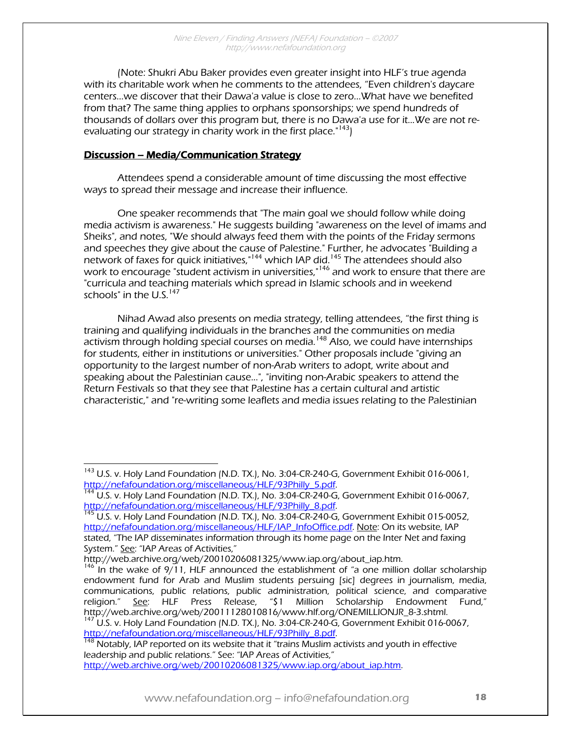(Note: Shukri Abu Baker provides even greater insight into HLF's true agenda with its charitable work when he comments to the attendees, "Even children's daycare centers…we discover that their Dawa'a value is close to zero…What have we benefited from that? The same thing applies to orphans sponsorships; we spend hundreds of thousands of dollars over this program but, there is no Dawa'a use for it…We are not re-evaluating our strategy in charity work in the first place."[143])

**Discussion – Media/Communication Strategy**

Attendees spend a considerable amount of time discussing the most effective ways to spread their message and increase their influence.

One speaker recommends that "The main goal we should follow while doing media activism is awareness." He suggests building "awareness on the level of imams and Sheiks", and notes, "We should always feed them with the points of the Friday sermons and speeches they give about the cause of Palestine." Further, he advocates "Building a network of faxes for quick initiatives,"[144] which IAP did.[145] The attendees should also work to encourage "student activism in universities,"[146] and work to ensure that there are "curricula and teaching materials which spread in Islamic schools and in weekend schools" in the U.S.[147]

Nihad Awad also presents on media strategy, telling attendees, "the first thing is training and qualifying individuals in the branches and the communities on media activism through holding special courses on media.[148] Also, we could have internships for students, either in institutions or universities." Other proposals include "giving an opportunity to the largest number of non-Arab writers to adopt, write about and speaking about the Palestinian cause…", "inviting non-Arabic speakers to attend the Return Festivals so that they see that Palestine has a certain cultural and artistic characteristic," and "re-writing some leaflets and media issues relating to the Palestinian

---

[143] U.S. v. Holy Land Foundation (N.D. TX.), No. 3:04-CR-240-G, Government Exhibit 016-0061, http://nefafoundation.org/miscellaneous/HLF/93Philly_5.pdf.

[144] U.S. v. Holy Land Foundation (N.D. TX.), No. 3:04-CR-240-G, Government Exhibit 016-0067, http://nefafoundation.org/miscellaneous/HLF/93Philly_8.pdf.

[145] U.S. v. Holy Land Foundation (N.D. TX.), No. 3:04-CR-240-G, Government Exhibit 015-0052, http://nefafoundation.org/miscellaneous/HLF/IAP_InfoOffice.pdf. Note: On its website, IAP stated, "The IAP disseminates information through its home page on the Inter Net and faxing System." See: "IAP Areas of Activities," http://web.archive.org/web/20010206081325/www.iap.org/about_iap.htm.

[146] In the wake of 9/11, HLF announced the establishment of "a one million dollar scholarship endowment fund for Arab and Muslim students persuing [sic] degrees in journalism, media, communications, public relations, public administration, political science, and comparative religion." See: HLF Press Release, "$1 Million Scholarship Endowment Fund," http://web.archive.org/web/20011128010816/www.hlf.org/ONEMILLIONJR_8-3.shtml.

[147] U.S. v. Holy Land Foundation (N.D. TX.), No. 3:04-CR-240-G, Government Exhibit 016-0067, http://nefafoundation.org/miscellaneous/HLF/93Philly_8.pdf.

[148] Notably, IAP reported on its website that it "trains Muslim activists and youth in effective leadership and public relations." See: "IAP Areas of Activities," http://web.archive.org/web/20010206081325/www.iap.org/about_iap.htm.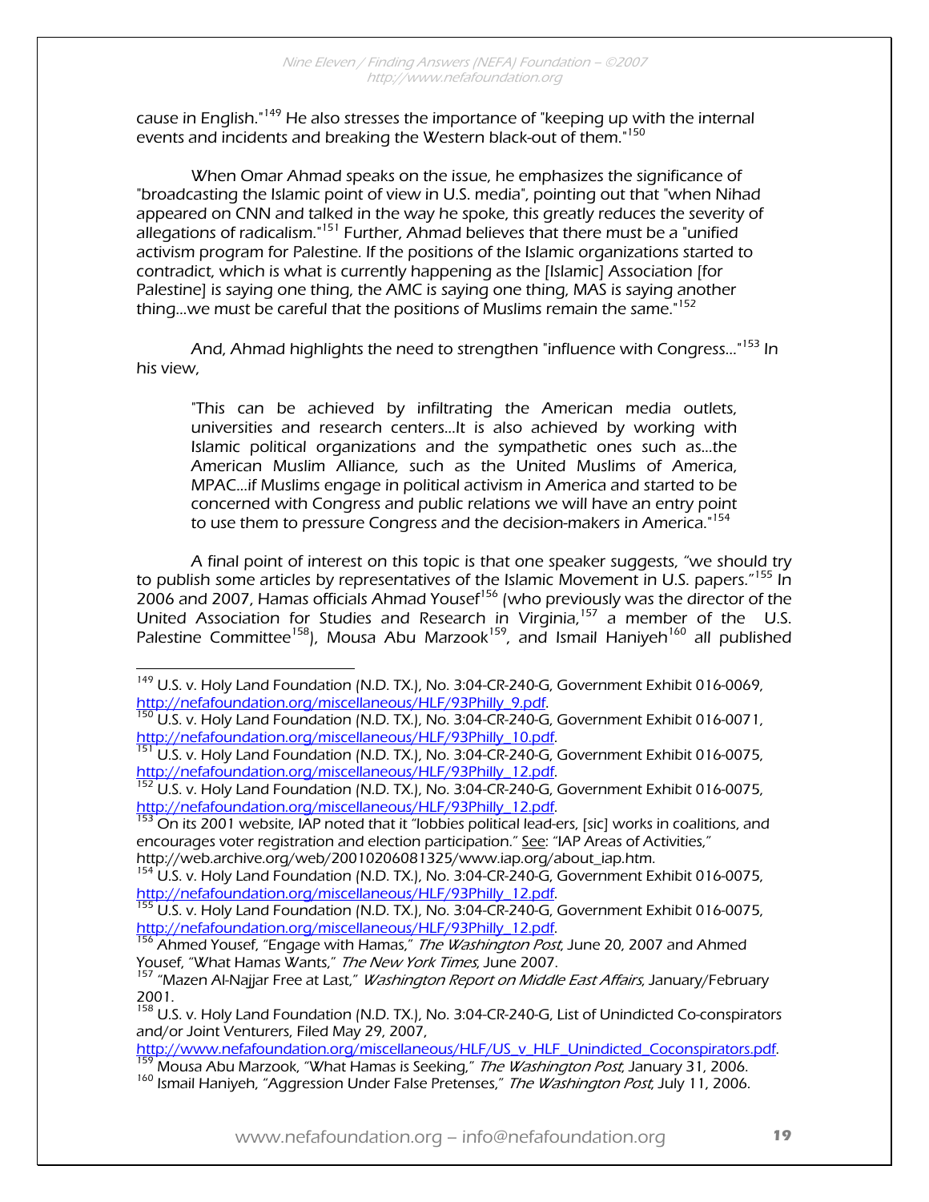cause in English."[149] He also stresses the importance of "keeping up with the internal events and incidents and breaking the Western black-out of them."[150]

When Omar Ahmad speaks on the issue, he emphasizes the significance of "broadcasting the Islamic point of view in U.S. media", pointing out that "when Nihad appeared on CNN and talked in the way he spoke, this greatly reduces the severity of allegations of radicalism."[151] Further, Ahmad believes that there must be a "unified activism program for Palestine. If the positions of the Islamic organizations started to contradict, which is what is currently happening as the [Islamic] Association [for Palestine] is saying one thing, the AMC is saying one thing, MAS is saying another thing...we must be careful that the positions of Muslims remain the same."[152]

And, Ahmad highlights the need to strengthen "influence with Congress..."[153] In his view,

> "This can be achieved by infiltrating the American media outlets, universities and research centers...It is also achieved by working with Islamic political organizations and the sympathetic ones such as...the American Muslim Alliance, such as the United Muslims of America, MPAC...if Muslims engage in political activism in America and started to be concerned with Congress and public relations we will have an entry point to use them to pressure Congress and the decision-makers in America."[154]

A final point of interest on this topic is that one speaker suggests, "we should try to publish some articles by representatives of the Islamic Movement in U.S. papers."[155] In 2006 and 2007, Hamas officials Ahmad Yousef[156] (who previously was the director of the United Association for Studies and Research in Virginia,[157] a member of the U.S. Palestine Committee[158]), Mousa Abu Marzook[159], and Ismail Haniyeh[160] all published

---

[149] U.S. v. Holy Land Foundation (N.D. TX.), No. 3:04-CR-240-G, Government Exhibit 016-0069, http://nefafoundation.org/miscellaneous/HLF/93Philly_9.pdf.

[150] U.S. v. Holy Land Foundation (N.D. TX.), No. 3:04-CR-240-G, Government Exhibit 016-0071, http://nefafoundation.org/miscellaneous/HLF/93Philly_10.pdf.

[151] U.S. v. Holy Land Foundation (N.D. TX.), No. 3:04-CR-240-G, Government Exhibit 016-0075, http://nefafoundation.org/miscellaneous/HLF/93Philly_12.pdf.

[152] U.S. v. Holy Land Foundation (N.D. TX.), No. 3:04-CR-240-G, Government Exhibit 016-0075, http://nefafoundation.org/miscellaneous/HLF/93Philly_12.pdf.

[153] On its 2001 website, IAP noted that it "lobbies political lead-ers, [sic] works in coalitions, and encourages voter registration and election participation." See: "IAP Areas of Activities," http://web.archive.org/web/20010206081325/www.iap.org/about_iap.htm.

[154] U.S. v. Holy Land Foundation (N.D. TX.), No. 3:04-CR-240-G, Government Exhibit 016-0075, http://nefafoundation.org/miscellaneous/HLF/93Philly_12.pdf.

[155] U.S. v. Holy Land Foundation (N.D. TX.), No. 3:04-CR-240-G, Government Exhibit 016-0075, http://nefafoundation.org/miscellaneous/HLF/93Philly_12.pdf.

[156] Ahmed Yousef, "Engage with Hamas," *The Washington Post*, June 20, 2007 and Ahmed Yousef, "What Hamas Wants," *The New York Times*, June 2007.

[157] "Mazen Al-Najjar Free at Last," *Washington Report on Middle East Affairs*, January/February 2001.

[158] U.S. v. Holy Land Foundation (N.D. TX.), No. 3:04-CR-240-G, List of Unindicted Co-conspirators and/or Joint Venturers, Filed May 29, 2007, http://www.nefafoundation.org/miscellaneous/HLF/US_v_HLF_Unindicted_Coconspirators.pdf.

[159] Mousa Abu Marzook, "What Hamas is Seeking," *The Washington Post*, January 31, 2006.

[160] Ismail Haniyeh, "Aggression Under False Pretenses," *The Washington Post*, July 11, 2006.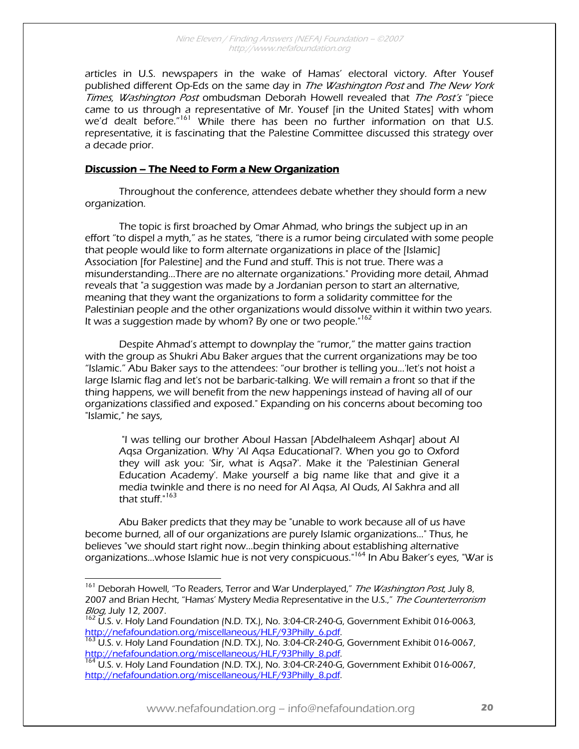articles in U.S. newspapers in the wake of Hamas' electoral victory. After Yousef published different Op-Eds on the same day in *The Washington Post* and *The New York Times*, *Washington Post* ombudsman Deborah Howell revealed that *The Post's* "piece came to us through a representative of Mr. Yousef [in the United States] with whom we'd dealt before."[161] While there has been no further information on that U.S. representative, it is fascinating that the Palestine Committee discussed this strategy over a decade prior.

## Discussion – The Need to Form a New Organization

Throughout the conference, attendees debate whether they should form a new organization.

The topic is first broached by Omar Ahmad, who brings the subject up in an effort "to dispel a myth," as he states, "there is a rumor being circulated with some people that people would like to form alternate organizations in place of the [Islamic] Association [for Palestine] and the Fund and stuff. This is not true. There was a misunderstanding…There are no alternate organizations." Providing more detail, Ahmad reveals that "a suggestion was made by a Jordanian person to start an alternative, meaning that they want the organizations to form a solidarity committee for the Palestinian people and the other organizations would dissolve within it within two years. It was a suggestion made by whom? By one or two people."[162]

Despite Ahmad's attempt to downplay the "rumor," the matter gains traction with the group as Shukri Abu Baker argues that the current organizations may be too "Islamic." Abu Baker says to the attendees: "our brother is telling you…'let's not hoist a large Islamic flag and let's not be barbaric-talking. We will remain a front so that if the thing happens, we will benefit from the new happenings instead of having all of our organizations classified and exposed." Expanding on his concerns about becoming too "Islamic," he says,

> "I was telling our brother Aboul Hassan [Abdelhaleem Ashqar] about Al Aqsa Organization. Why 'Al Aqsa Educational'?. When you go to Oxford they will ask you: 'Sir, what is Aqsa?'. Make it the 'Palestinian General Education Academy'. Make yourself a big name like that and give it a media twinkle and there is no need for Al Aqsa, Al Quds, Al Sakhra and all that stuff."[163]

Abu Baker predicts that they may be "unable to work because all of us have become burned, all of our organizations are purely Islamic organizations…" Thus, he believes "we should start right now…begin thinking about establishing alternative organizations…whose Islamic hue is not very conspicuous."[164] In Abu Baker's eyes, "War is

---

[161] Deborah Howell, "To Readers, Terror and War Underplayed," *The Washington Post*, July 8, 2007 and Brian Hecht, "Hamas' Mystery Media Representative in the U.S.," *The Counterterrorism Blog*, July 12, 2007.

[162] U.S. v. Holy Land Foundation (N.D. TX.), No. 3:04-CR-240-G, Government Exhibit 016-0063, http://nefafoundation.org/miscellaneous/HLF/93Philly_6.pdf.

[163] U.S. v. Holy Land Foundation (N.D. TX.), No. 3:04-CR-240-G, Government Exhibit 016-0067, http://nefafoundation.org/miscellaneous/HLF/93Philly_8.pdf.

[164] U.S. v. Holy Land Foundation (N.D. TX.), No. 3:04-CR-240-G, Government Exhibit 016-0067, http://nefafoundation.org/miscellaneous/HLF/93Philly_8.pdf.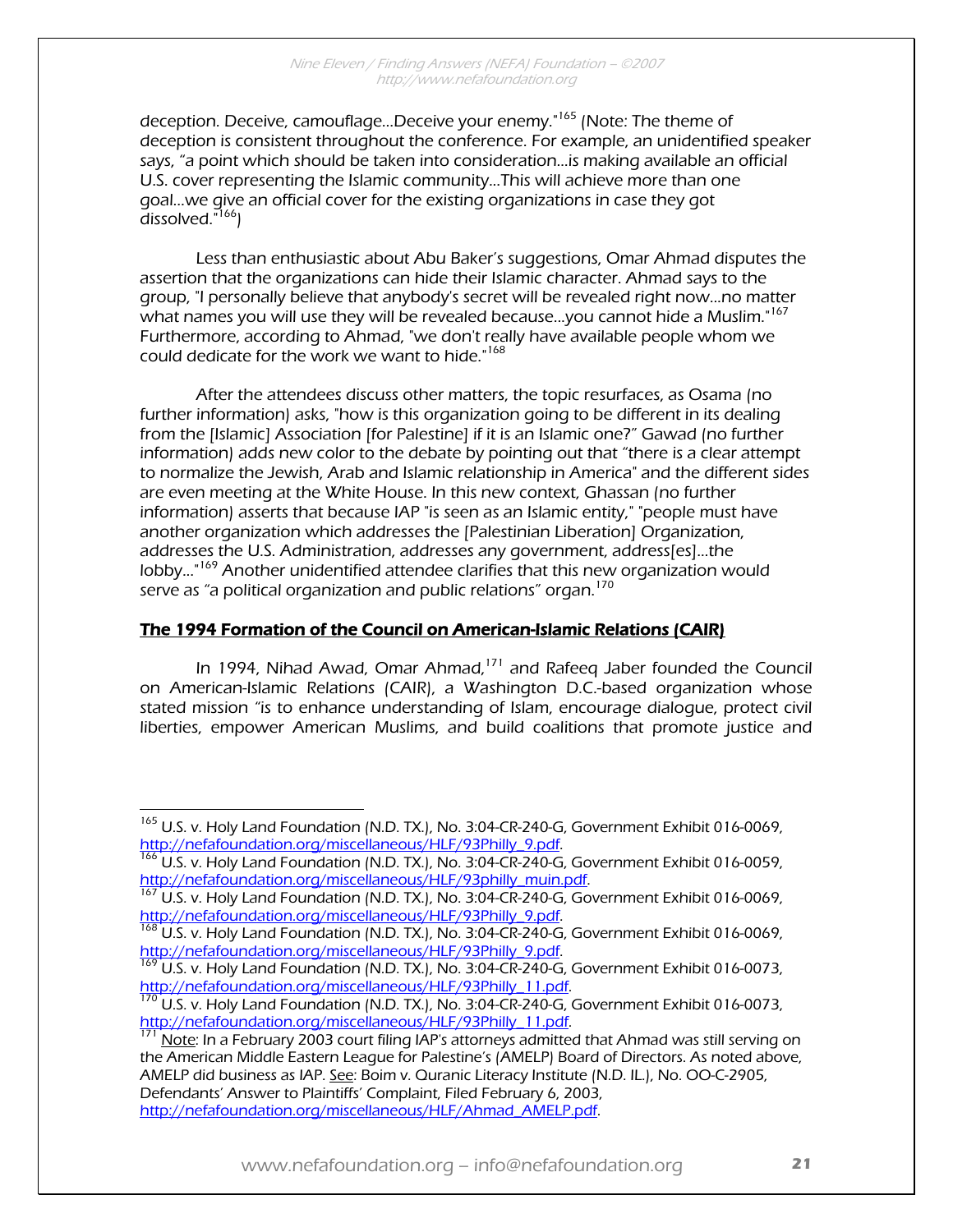deception. Deceive, camouflage…Deceive your enemy."[165] (Note: The theme of deception is consistent throughout the conference. For example, an unidentified speaker says, "a point which should be taken into consideration…is making available an official U.S. cover representing the Islamic community…This will achieve more than one goal…we give an official cover for the existing organizations in case they got dissolved."[166])

Less than enthusiastic about Abu Baker's suggestions, Omar Ahmad disputes the assertion that the organizations can hide their Islamic character. Ahmad says to the group, "I personally believe that anybody's secret will be revealed right now…no matter what names you will use they will be revealed because…you cannot hide a Muslim."[167] Furthermore, according to Ahmad, "we don't really have available people whom we could dedicate for the work we want to hide."[168]

After the attendees discuss other matters, the topic resurfaces, as Osama (no further information) asks, "how is this organization going to be different in its dealing from the [Islamic] Association [for Palestine] if it is an Islamic one?" Gawad (no further information) adds new color to the debate by pointing out that "there is a clear attempt to normalize the Jewish, Arab and Islamic relationship in America" and the different sides are even meeting at the White House. In this new context, Ghassan (no further information) asserts that because IAP "is seen as an Islamic entity," "people must have another organization which addresses the [Palestinian Liberation] Organization, addresses the U.S. Administration, addresses any government, address[es]…the lobby…"[169] Another unidentified attendee clarifies that this new organization would serve as "a political organization and public relations" organ.[170]

## The 1994 Formation of the Council on American-Islamic Relations (CAIR)

In 1994, Nihad Awad, Omar Ahmad,[171] and Rafeeq Jaber founded the Council on American-Islamic Relations (CAIR), a Washington D.C.-based organization whose stated mission "is to enhance understanding of Islam, encourage dialogue, protect civil liberties, empower American Muslims, and build coalitions that promote justice and

---

[165] U.S. v. Holy Land Foundation (N.D. TX.), No. 3:04-CR-240-G, Government Exhibit 016-0069, http://nefafoundation.org/miscellaneous/HLF/93Philly_9.pdf.

[166] U.S. v. Holy Land Foundation (N.D. TX.), No. 3:04-CR-240-G, Government Exhibit 016-0059, http://nefafoundation.org/miscellaneous/HLF/93philly_muin.pdf.

[167] U.S. v. Holy Land Foundation (N.D. TX.), No. 3:04-CR-240-G, Government Exhibit 016-0069, http://nefafoundation.org/miscellaneous/HLF/93Philly_9.pdf.

[168] U.S. v. Holy Land Foundation (N.D. TX.), No. 3:04-CR-240-G, Government Exhibit 016-0069, http://nefafoundation.org/miscellaneous/HLF/93Philly_9.pdf.

[169] U.S. v. Holy Land Foundation (N.D. TX.), No. 3:04-CR-240-G, Government Exhibit 016-0073, http://nefafoundation.org/miscellaneous/HLF/93Philly_11.pdf.

[170] U.S. v. Holy Land Foundation (N.D. TX.), No. 3:04-CR-240-G, Government Exhibit 016-0073, http://nefafoundation.org/miscellaneous/HLF/93Philly_11.pdf.

[171] Note: In a February 2003 court filing IAP's attorneys admitted that Ahmad was still serving on the American Middle Eastern League for Palestine's (AMELP) Board of Directors. As noted above, AMELP did business as IAP. See: Boim v. Quranic Literacy Institute (N.D. IL.), No. OO-C-2905, Defendants' Answer to Plaintiffs' Complaint, Filed February 6, 2003, http://nefafoundation.org/miscellaneous/HLF/Ahmad_AMELP.pdf.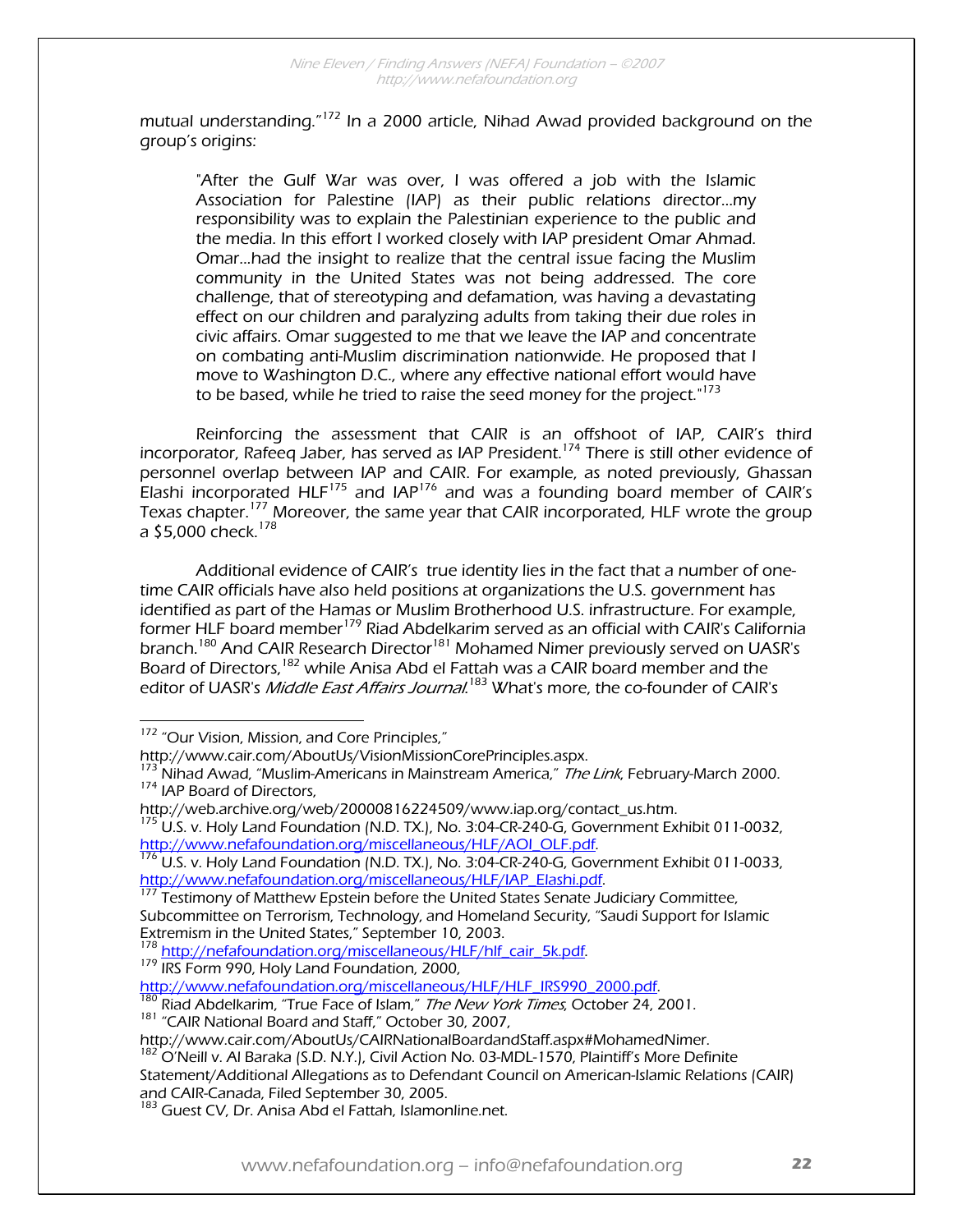mutual understanding."[172] In a 2000 article, Nihad Awad provided background on the group's origins:

> "After the Gulf War was over, I was offered a job with the Islamic Association for Palestine (IAP) as their public relations director…my responsibility was to explain the Palestinian experience to the public and the media. In this effort I worked closely with IAP president Omar Ahmad. Omar…had the insight to realize that the central issue facing the Muslim community in the United States was not being addressed. The core challenge, that of stereotyping and defamation, was having a devastating effect on our children and paralyzing adults from taking their due roles in civic affairs. Omar suggested to me that we leave the IAP and concentrate on combating anti-Muslim discrimination nationwide. He proposed that I move to Washington D.C., where any effective national effort would have to be based, while he tried to raise the seed money for the project."[173]

Reinforcing the assessment that CAIR is an offshoot of IAP, CAIR's third incorporator, Rafeeq Jaber, has served as IAP President.[174] There is still other evidence of personnel overlap between IAP and CAIR. For example, as noted previously, Ghassan Elashi incorporated HLF[175] and IAP[176] and was a founding board member of CAIR's Texas chapter.[177] Moreover, the same year that CAIR incorporated, HLF wrote the group a $5,000 check.[178]

Additional evidence of CAIR's true identity lies in the fact that a number of one-time CAIR officials have also held positions at organizations the U.S. government has identified as part of the Hamas or Muslim Brotherhood U.S. infrastructure. For example, former HLF board member[179] Riad Abdelkarim served as an official with CAIR's California branch.[180] And CAIR Research Director[181] Mohamed Nimer previously served on UASR's Board of Directors,[182] while Anisa Abd el Fattah was a CAIR board member and the editor of UASR's *Middle East Affairs Journal*.[183] What's more, the co-founder of CAIR's

---

[172] "Our Vision, Mission, and Core Principles," http://www.cair.com/AboutUs/VisionMissionCorePrinciples.aspx.

[173] Nihad Awad, "Muslim-Americans in Mainstream America," *The Link*, February-March 2000.

[174] IAP Board of Directors, http://web.archive.org/web/20000816224509/www.iap.org/contact_us.htm.

[175] U.S. v. Holy Land Foundation (N.D. TX.), No. 3:04-CR-240-G, Government Exhibit 011-0032, http://www.nefafoundation.org/miscellaneous/HLF/AOI_OLF.pdf.

[176] U.S. v. Holy Land Foundation (N.D. TX.), No. 3:04-CR-240-G, Government Exhibit 011-0033, http://www.nefafoundation.org/miscellaneous/HLF/IAP_Elashi.pdf.

[177] Testimony of Matthew Epstein before the United States Senate Judiciary Committee, Subcommittee on Terrorism, Technology, and Homeland Security, "Saudi Support for Islamic Extremism in the United States," September 10, 2003.

[178] http://nefafoundation.org/miscellaneous/HLF/hlf_cair_5k.pdf.

[179] IRS Form 990, Holy Land Foundation, 2000, http://www.nefafoundation.org/miscellaneous/HLF/HLF_IRS990_2000.pdf.

[180] Riad Abdelkarim, "True Face of Islam," *The New York Times*, October 24, 2001.

[181] "CAIR National Board and Staff," October 30, 2007, http://www.cair.com/AboutUs/CAIRNationalBoardandStaff.aspx#MohamedNimer.

[182] O'Neill v. Al Baraka (S.D. N.Y.), Civil Action No. 03-MDL-1570, Plaintiff's More Definite Statement/Additional Allegations as to Defendant Council on American-Islamic Relations (CAIR) and CAIR-Canada, Filed September 30, 2005.

[183] Guest CV, Dr. Anisa Abd el Fattah, Islamonline.net.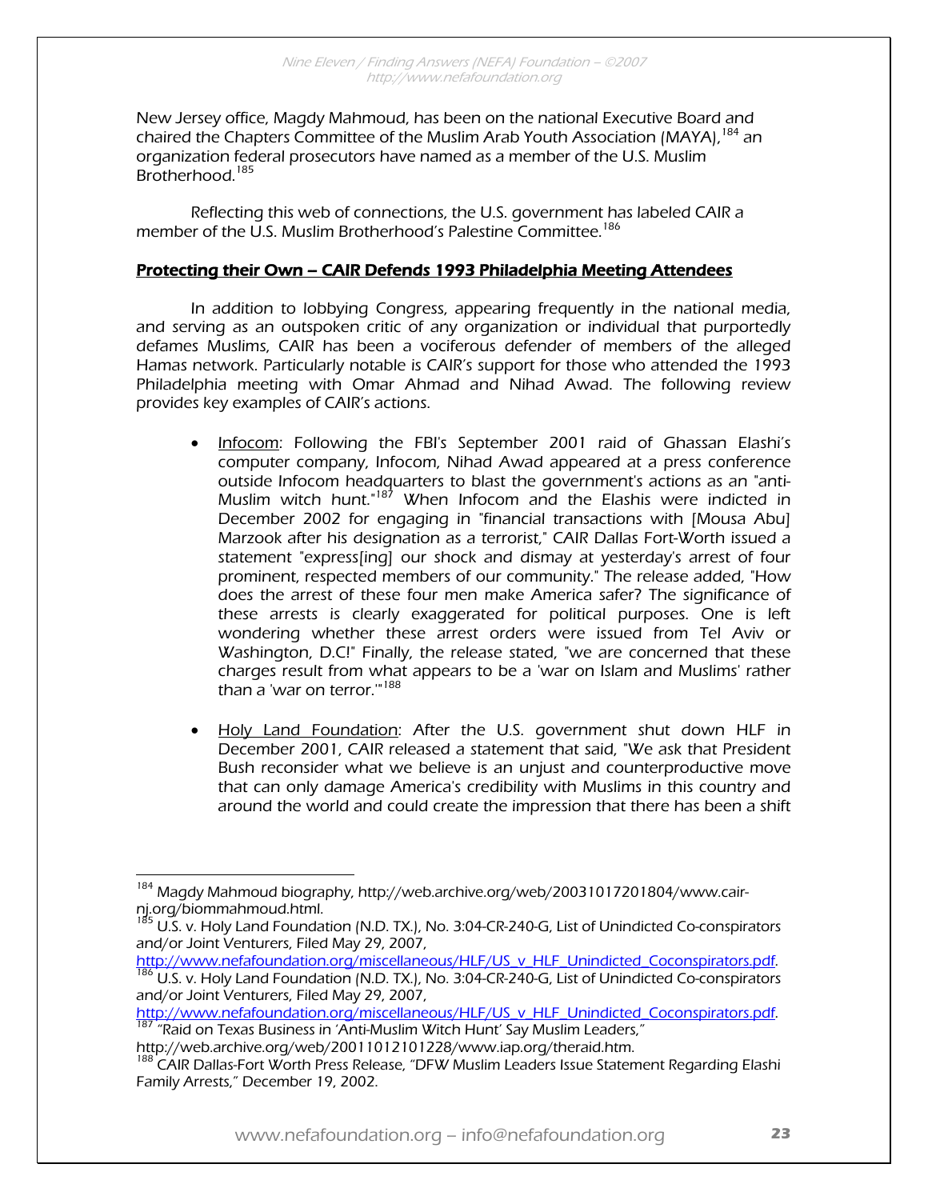New Jersey office, Magdy Mahmoud, has been on the national Executive Board and chaired the Chapters Committee of the Muslim Arab Youth Association (MAYA),[184] an organization federal prosecutors have named as a member of the U.S. Muslim Brotherhood.[185]

Reflecting this web of connections, the U.S. government has labeled CAIR a member of the U.S. Muslim Brotherhood's Palestine Committee.[186]

## Protecting their Own – CAIR Defends 1993 Philadelphia Meeting Attendees

In addition to lobbying Congress, appearing frequently in the national media, and serving as an outspoken critic of any organization or individual that purportedly defames Muslims, CAIR has been a vociferous defender of members of the alleged Hamas network. Particularly notable is CAIR's support for those who attended the 1993 Philadelphia meeting with Omar Ahmad and Nihad Awad. The following review provides key examples of CAIR's actions.

- Infocom: Following the FBI's September 2001 raid of Ghassan Elashi's computer company, Infocom, Nihad Awad appeared at a press conference outside Infocom headquarters to blast the government's actions as an "anti-Muslim witch hunt."[187] When Infocom and the Elashis were indicted in December 2002 for engaging in "financial transactions with [Mousa Abu] Marzook after his designation as a terrorist," CAIR Dallas Fort-Worth issued a statement "express[ing] our shock and dismay at yesterday's arrest of four prominent, respected members of our community." The release added, "How does the arrest of these four men make America safer? The significance of these arrests is clearly exaggerated for political purposes. One is left wondering whether these arrest orders were issued from Tel Aviv or Washington, D.C!" Finally, the release stated, "we are concerned that these charges result from what appears to be a 'war on Islam and Muslims' rather than a 'war on terror.'"[188]

- Holy Land Foundation: After the U.S. government shut down HLF in December 2001, CAIR released a statement that said, "We ask that President Bush reconsider what we believe is an unjust and counterproductive move that can only damage America's credibility with Muslims in this country and around the world and could create the impression that there has been a shift

---

[184] Magdy Mahmoud biography, http://web.archive.org/web/20031017201804/www.cair-nj.org/biommahmoud.html.

[185] U.S. v. Holy Land Foundation (N.D. TX.), No. 3:04-CR-240-G, List of Unindicted Co-conspirators and/or Joint Venturers, Filed May 29, 2007, http://www.nefafoundation.org/miscellaneous/HLF/US_v_HLF_Unindicted_Coconspirators.pdf.

[186] U.S. v. Holy Land Foundation (N.D. TX.), No. 3:04-CR-240-G, List of Unindicted Co-conspirators and/or Joint Venturers, Filed May 29, 2007, http://www.nefafoundation.org/miscellaneous/HLF/US_v_HLF_Unindicted_Coconspirators.pdf.

[187] "Raid on Texas Business in 'Anti-Muslim Witch Hunt' Say Muslim Leaders," http://web.archive.org/web/20011012101228/www.iap.org/theraid.htm.

[188] CAIR Dallas-Fort Worth Press Release, "DFW Muslim Leaders Issue Statement Regarding Elashi Family Arrests," December 19, 2002.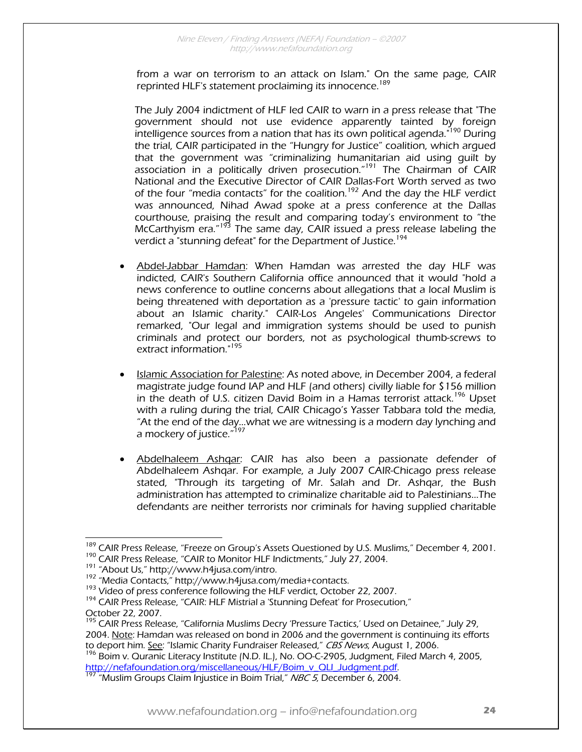from a war on terrorism to an attack on Islam." On the same page, CAIR reprinted HLF's statement proclaiming its innocence.[189]

The July 2004 indictment of HLF led CAIR to warn in a press release that "The government should not use evidence apparently tainted by foreign intelligence sources from a nation that has its own political agenda."[190] During the trial, CAIR participated in the "Hungry for Justice" coalition, which argued that the government was "criminalizing humanitarian aid using guilt by association in a politically driven prosecution."[191] The Chairman of CAIR National and the Executive Director of CAIR Dallas-Fort Worth served as two of the four "media contacts" for the coalition.[192] And the day the HLF verdict was announced, Nihad Awad spoke at a press conference at the Dallas courthouse, praising the result and comparing today's environment to "the McCarthyism era."[193] The same day, CAIR issued a press release labeling the verdict a "stunning defeat" for the Department of Justice.[194]

- <u>Abdel-Jabbar Hamdan</u>: When Hamdan was arrested the day HLF was indicted, CAIR's Southern California office announced that it would "hold a news conference to outline concerns about allegations that a local Muslim is being threatened with deportation as a 'pressure tactic' to gain information about an Islamic charity." CAIR-Los Angeles' Communications Director remarked, "Our legal and immigration systems should be used to punish criminals and protect our borders, not as psychological thumb-screws to extract information."[195]

- <u>Islamic Association for Palestine</u>: As noted above, in December 2004, a federal magistrate judge found IAP and HLF (and others) civilly liable for $156 million in the death of U.S. citizen David Boim in a Hamas terrorist attack.[196] Upset with a ruling during the trial, CAIR Chicago's Yasser Tabbara told the media, "At the end of the day…what we are witnessing is a modern day lynching and a mockery of justice."[197]

- <u>Abdelhaleem Ashqar</u>: CAIR has also been a passionate defender of Abdelhaleem Ashqar. For example, a July 2007 CAIR-Chicago press release stated, "Through its targeting of Mr. Salah and Dr. Ashqar, the Bush administration has attempted to criminalize charitable aid to Palestinians…The defendants are neither terrorists nor criminals for having supplied charitable

---

[189] CAIR Press Release, "Freeze on Group's Assets Questioned by U.S. Muslims," December 4, 2001.

[190] CAIR Press Release, "CAIR to Monitor HLF Indictments," July 27, 2004.

[191] "About Us," http://www.h4jusa.com/intro.

[192] "Media Contacts," http://www.h4jusa.com/media+contacts.

[193] Video of press conference following the HLF verdict, October 22, 2007.

[194] CAIR Press Release, "CAIR: HLF Mistrial a 'Stunning Defeat' for Prosecution," October 22, 2007.

[195] CAIR Press Release, "California Muslims Decry 'Pressure Tactics,' Used on Detainee," July 29, 2004. <u>Note</u>: Hamdan was released on bond in 2006 and the government is continuing its efforts to deport him. <u>See</u>: "Islamic Charity Fundraiser Released," *CBS News*, August 1, 2006.

[196] Boim v. Quranic Literacy Institute (N.D. IL.), No. OO-C-2905, Judgment, Filed March 4, 2005, http://nefafoundation.org/miscellaneous/HLF/Boim_v_QLI_Judgment.pdf.

[197] "Muslim Groups Claim Injustice in Boim Trial," *NBC 5*, December 6, 2004.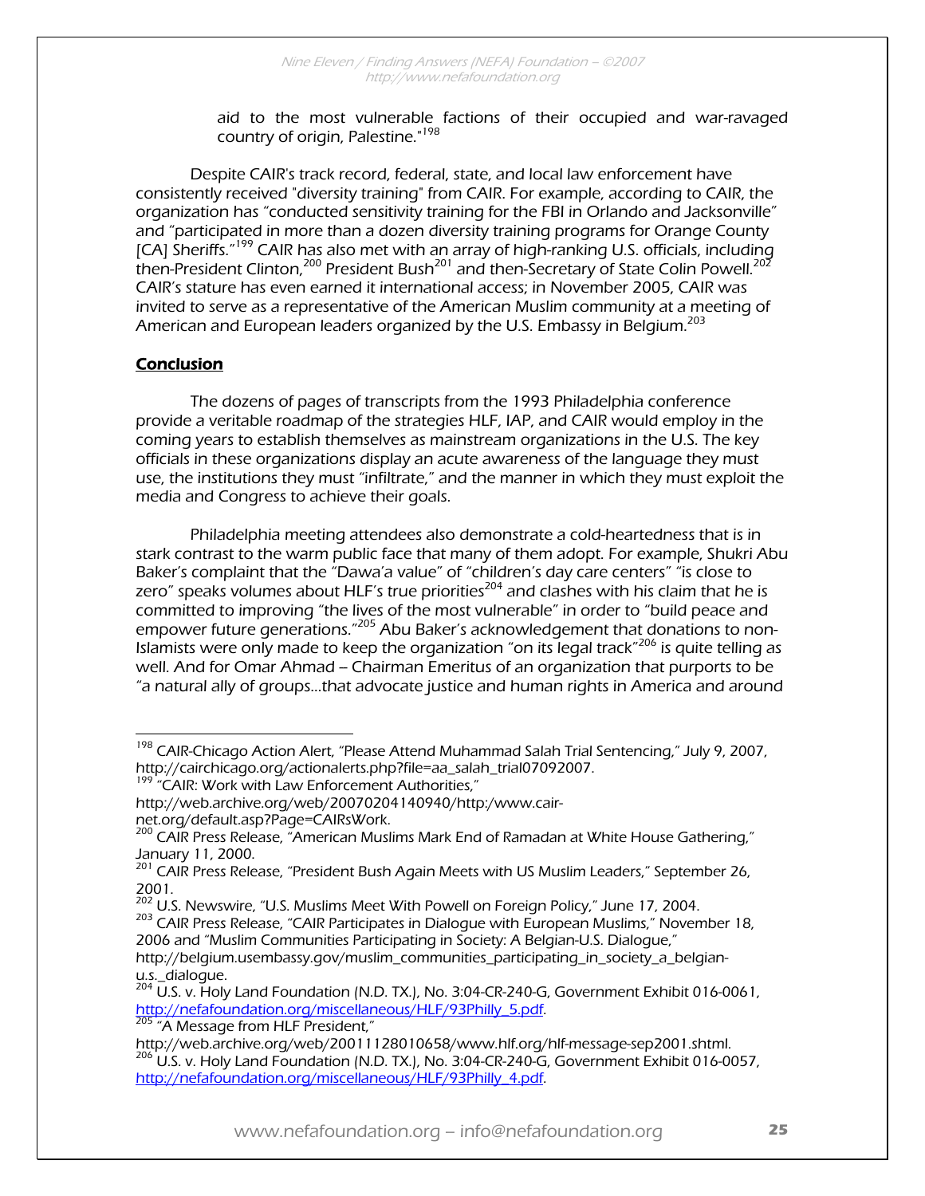aid to the most vulnerable factions of their occupied and war-ravaged country of origin, Palestine."[198]

Despite CAIR's track record, federal, state, and local law enforcement have consistently received "diversity training" from CAIR. For example, according to CAIR, the organization has "conducted sensitivity training for the FBI in Orlando and Jacksonville" and "participated in more than a dozen diversity training programs for Orange County [CA] Sheriffs."[199] CAIR has also met with an array of high-ranking U.S. officials, including then-President Clinton,[200] President Bush[201] and then-Secretary of State Colin Powell.[202] CAIR's stature has even earned it international access; in November 2005, CAIR was invited to serve as a representative of the American Muslim community at a meeting of American and European leaders organized by the U.S. Embassy in Belgium.[203]

## Conclusion

The dozens of pages of transcripts from the 1993 Philadelphia conference provide a veritable roadmap of the strategies HLF, IAP, and CAIR would employ in the coming years to establish themselves as mainstream organizations in the U.S. The key officials in these organizations display an acute awareness of the language they must use, the institutions they must "infiltrate," and the manner in which they must exploit the media and Congress to achieve their goals.

Philadelphia meeting attendees also demonstrate a cold-heartedness that is in stark contrast to the warm public face that many of them adopt. For example, Shukri Abu Baker's complaint that the "Dawa'a value" of "children's day care centers" "is close to zero" speaks volumes about HLF's true priorities[204] and clashes with his claim that he is committed to improving "the lives of the most vulnerable" in order to "build peace and empower future generations."[205] Abu Baker's acknowledgement that donations to non-Islamists were only made to keep the organization "on its legal track"[206] is quite telling as well. And for Omar Ahmad – Chairman Emeritus of an organization that purports to be "a natural ally of groups...that advocate justice and human rights in America and around

---

[198] CAIR-Chicago Action Alert, "Please Attend Muhammad Salah Trial Sentencing," July 9, 2007, http://cairchicago.org/actionalerts.php?file=aa_salah_trial07092007.

[199] "CAIR: Work with Law Enforcement Authorities," http://web.archive.org/web/20070204140940/http:/www.cair-net.org/default.asp?Page=CAIRsWork.

[200] CAIR Press Release, "American Muslims Mark End of Ramadan at White House Gathering," January 11, 2000.

[201] CAIR Press Release, "President Bush Again Meets with US Muslim Leaders," September 26, 2001.

[202] U.S. Newswire, "U.S. Muslims Meet With Powell on Foreign Policy," June 17, 2004.

[203] CAIR Press Release, "CAIR Participates in Dialogue with European Muslims," November 18, 2006 and "Muslim Communities Participating in Society: A Belgian-U.S. Dialogue," http://belgium.usembassy.gov/muslim_communities_participating_in_society_a_belgian-u.s._dialogue.

[204] U.S. v. Holy Land Foundation (N.D. TX.), No. 3:04-CR-240-G, Government Exhibit 016-0061, http://nefafoundation.org/miscellaneous/HLF/93Philly_5.pdf.

[205] "A Message from HLF President," http://web.archive.org/web/20011128010658/www.hlf.org/hlf-message-sep2001.shtml.

[206] U.S. v. Holy Land Foundation (N.D. TX.), No. 3:04-CR-240-G, Government Exhibit 016-0057, http://nefafoundation.org/miscellaneous/HLF/93Philly_4.pdf.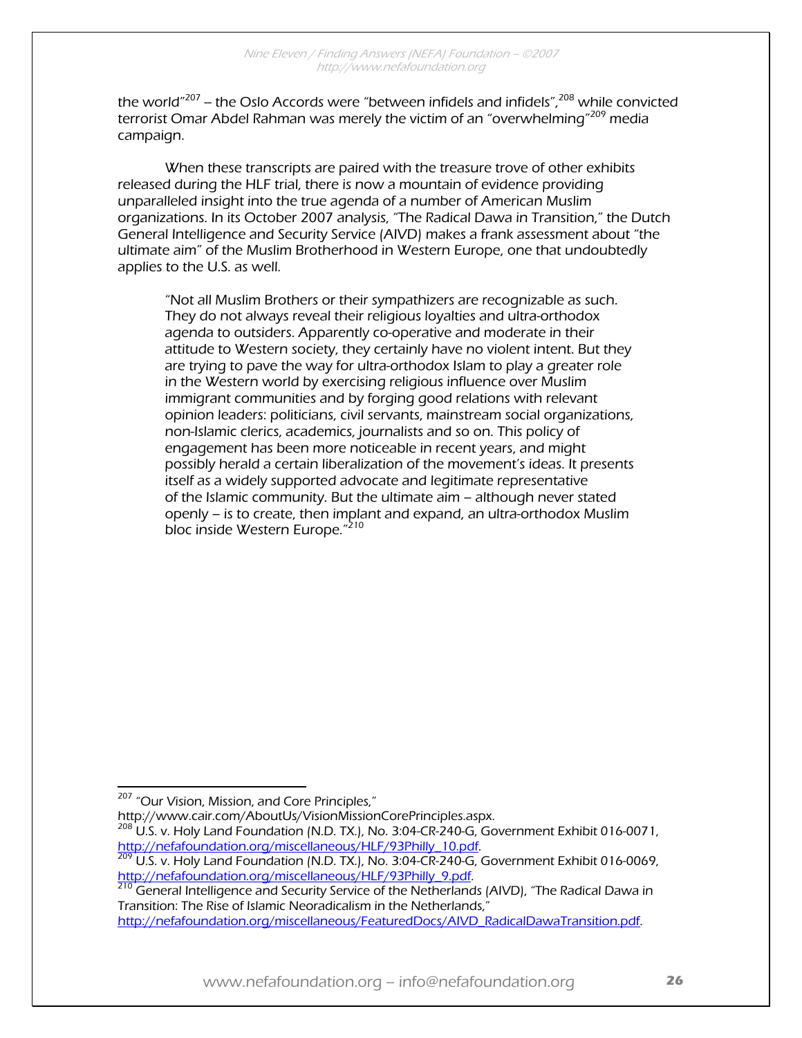the world"[207] – the Oslo Accords were "between infidels and infidels",[208] while convicted terrorist Omar Abdel Rahman was merely the victim of an "overwhelming"[209] media campaign.

When these transcripts are paired with the treasure trove of other exhibits released during the HLF trial, there is now a mountain of evidence providing unparalleled insight into the true agenda of a number of American Muslim organizations. In its October 2007 analysis, "The Radical Dawa in Transition," the Dutch General Intelligence and Security Service (AIVD) makes a frank assessment about "the ultimate aim" of the Muslim Brotherhood in Western Europe, one that undoubtedly applies to the U.S. as well.

> "Not all Muslim Brothers or their sympathizers are recognizable as such. They do not always reveal their religious loyalties and ultra-orthodox agenda to outsiders. Apparently co-operative and moderate in their attitude to Western society, they certainly have no violent intent. But they are trying to pave the way for ultra-orthodox Islam to play a greater role in the Western world by exercising religious influence over Muslim immigrant communities and by forging good relations with relevant opinion leaders: politicians, civil servants, mainstream social organizations, non-Islamic clerics, academics, journalists and so on. This policy of engagement has been more noticeable in recent years, and might possibly herald a certain liberalization of the movement's ideas. It presents itself as a widely supported advocate and legitimate representative of the Islamic community. But the ultimate aim – although never stated openly – is to create, then implant and expand, an ultra-orthodox Muslim bloc inside Western Europe."[210]

---

[207] "Our Vision, Mission, and Core Principles," http://www.cair.com/AboutUs/VisionMissionCorePrinciples.aspx.

[208] U.S. v. Holy Land Foundation (N.D. TX.), No. 3:04-CR-240-G, Government Exhibit 016-0071, http://nefafoundation.org/miscellaneous/HLF/93Philly_10.pdf.

[209] U.S. v. Holy Land Foundation (N.D. TX.), No. 3:04-CR-240-G, Government Exhibit 016-0069, http://nefafoundation.org/miscellaneous/HLF/93Philly_9.pdf.

[210] General Intelligence and Security Service of the Netherlands (AIVD), "The Radical Dawa in Transition: The Rise of Islamic Neoradicalism in the Netherlands," http://nefafoundation.org/miscellaneous/FeaturedDocs/AIVD_RadicalDawaTransition.pdf.